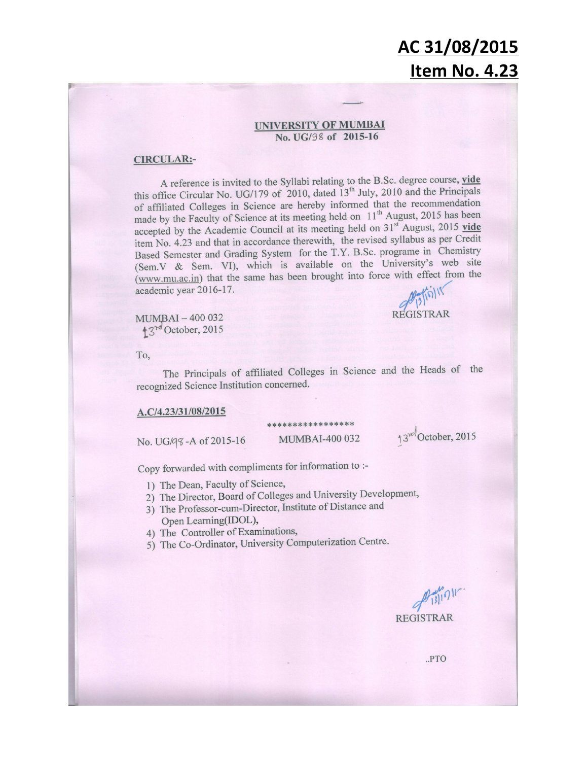**AC 31/08/2015**

**Item No. 4.23**

**UNIVERSITY OF MUMBAI**
**No. UG/98 of 2015-16**

**CIRCULAR:-**

A reference is invited to the Syllabi relating to the B.Sc. degree course, **vide** this office Circular No. UG/179 of 2010, dated 13th July, 2010 and the Principals of affiliated Colleges in Science are hereby informed that the recommendation made by the Faculty of Science at its meeting held on 11th August, 2015 has been accepted by the Academic Council at its meeting held on 31st August, 2015 **vide** item No. 4.23 and that in accordance therewith, the revised syllabus as per Credit Based Semester and Grading System for the T.Y. B.Sc. programe in Chemistry (Sem.V & Sem. VI), which is available on the University's web site (www.mu.ac.in) that the same has been brought into force with effect from the academic year 2016-17.

MUMBAI – 400 032
13rd October, 2015

REGISTRAR

To,

The Principals of affiliated Colleges in Science and the Heads of the recognized Science Institution concerned.

**A.C/4.23/31/08/2015**

\*\*\*\*\*\*\*\*\*\*\*\*\*\*\*\*\*

No. UG/98-A of 2015-16 MUMBAI-400 032 13rd October, 2015

Copy forwarded with compliments for information to :-

1) The Dean, Faculty of Science,
2) The Director, Board of Colleges and University Development,
3) The Professor-cum-Director, Institute of Distance and Open Learning(IDOL),
4) The Controller of Examinations,
5) The Co-Ordinator, University Computerization Centre.

REGISTRAR

..PTO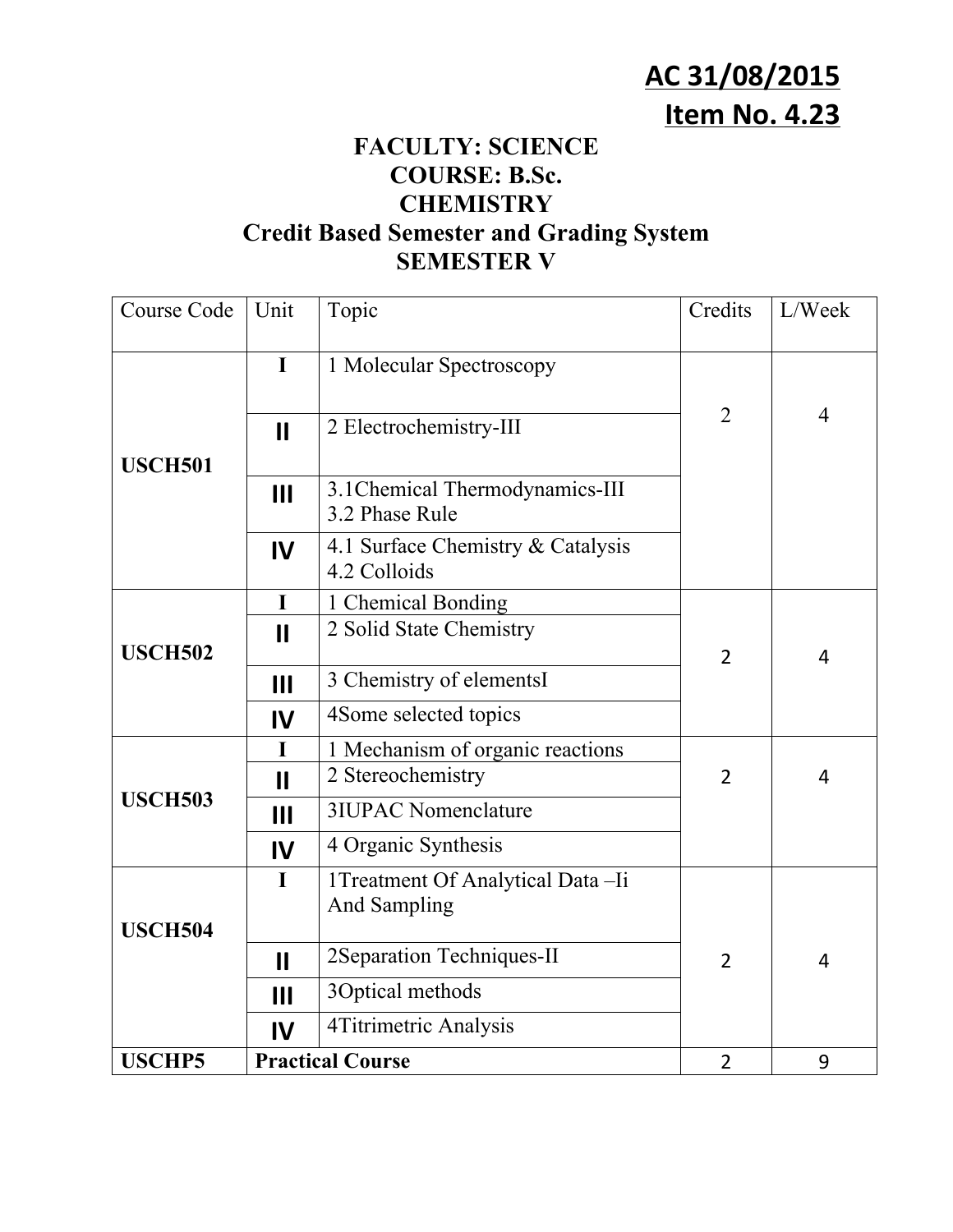**AC 31/08/2015**
**Item No. 4.23**

# FACULTY: SCIENCE
## COURSE: B.Sc.
## CHEMISTRY
## Credit Based Semester and Grading System
## SEMESTER V

| Course Code | Unit | Topic | Credits | L/Week |
|---|---|---|---|---|
| USCH501 | I | 1 Molecular Spectroscopy | 2 | 4 |
| | II | 2 Electrochemistry-III | | |
| | III | 3.1Chemical Thermodynamics-III<br>3.2 Phase Rule | | |
| | IV | 4.1 Surface Chemistry & Catalysis<br>4.2 Colloids | | |
| USCH502 | I | 1 Chemical Bonding | 2 | 4 |
| | II | 2 Solid State Chemistry | | |
| | III | 3 Chemistry of elementsI | | |
| | IV | 4Some selected topics | | |
| USCH503 | I | 1 Mechanism of organic reactions | 2 | 4 |
| | II | 2 Stereochemistry | | |
| | III | 3IUPAC Nomenclature | | |
| | IV | 4 Organic Synthesis | | |
| USCH504 | I | 1Treatment Of Analytical Data –Ii And Sampling | 2 | 4 |
| | II | 2Separation Techniques-II | | |
| | III | 3Optical methods | | |
| | IV | 4Titrimetric Analysis | | |
| **USCHP5** | **Practical Course** | | 2 | 9 |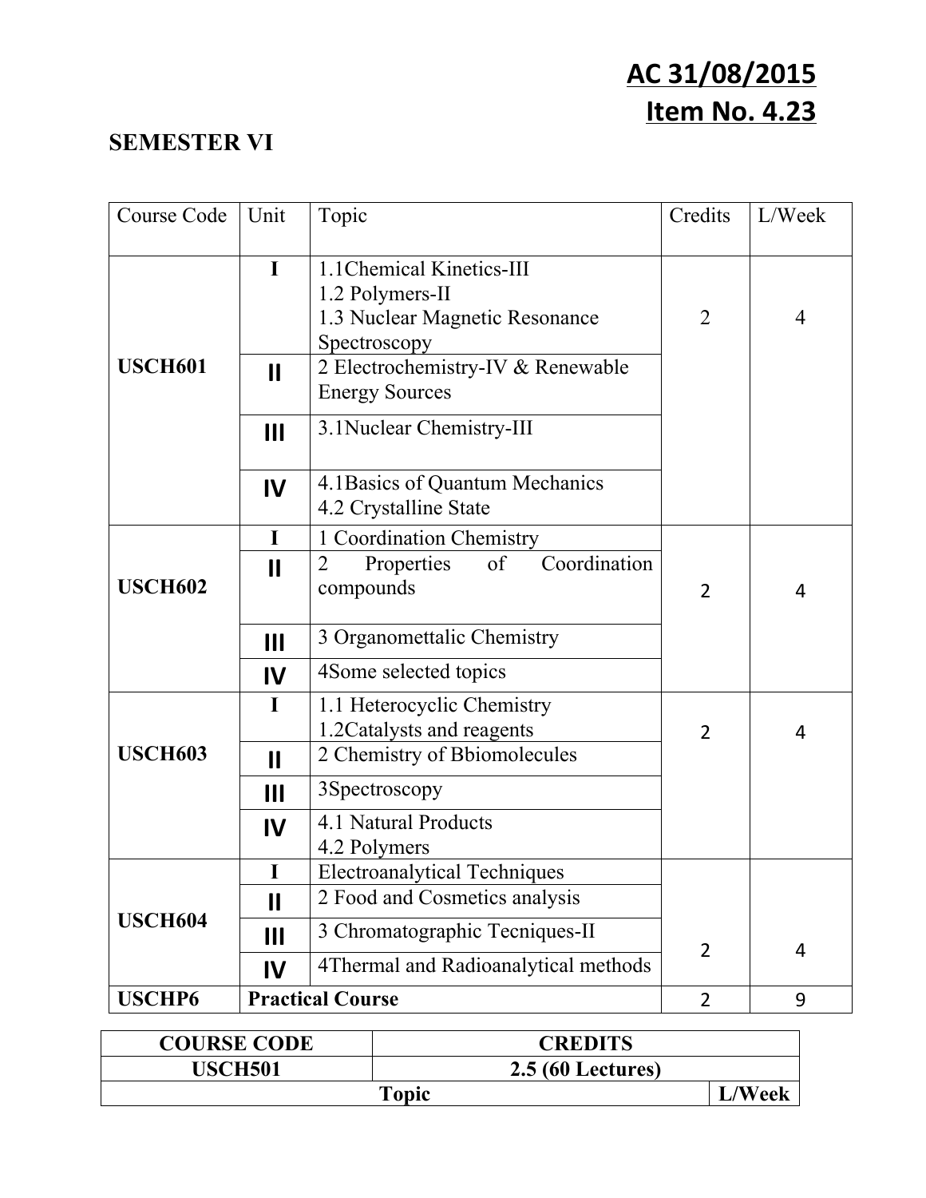**AC 31/08/2015**
**Item No. 4.23**

## SEMESTER VI

| Course Code | Unit | Topic | Credits | L/Week |
|---|---|---|---|---|
| **USCH601** | **I** | 1.1Chemical Kinetics-III<br>1.2 Polymers-II<br>1.3 Nuclear Magnetic Resonance Spectroscopy | 2 | 4 |
| | **II** | 2 Electrochemistry-IV & Renewable Energy Sources | | |
| | **III** | 3.1Nuclear Chemistry-III | | |
| | **IV** | 4.1Basics of Quantum Mechanics<br>4.2 Crystalline State | | |
| **USCH602** | **I** | 1 Coordination Chemistry | 2 | 4 |
| | **II** | 2 Properties of Coordination compounds | | |
| | **III** | 3 Organomettalic Chemistry | | |
| | **IV** | 4Some selected topics | | |
| **USCH603** | **I** | 1.1 Heterocyclic Chemistry<br>1.2Catalysts and reagents | 2 | 4 |
| | **II** | 2 Chemistry of Bbiomolecules | | |
| | **III** | 3Spectroscopy | | |
| | **IV** | 4.1 Natural Products<br>4.2 Polymers | | |
| **USCH604** | **I** | Electroanalytical Techniques | 2 | 4 |
| | **II** | 2 Food and Cosmetics analysis | | |
| | **III** | 3 Chromatographic Tecniques-II | | |
| | **IV** | 4Thermal and Radioanalytical methods | | |
| **USCHP6** | **Practical Course** | | 2 | 9 |

| **COURSE CODE** | **CREDITS** | |
|---|---|---|
| **USCH501** | **2.5 (60 Lectures)** | |
| **Topic** | | **L/Week** |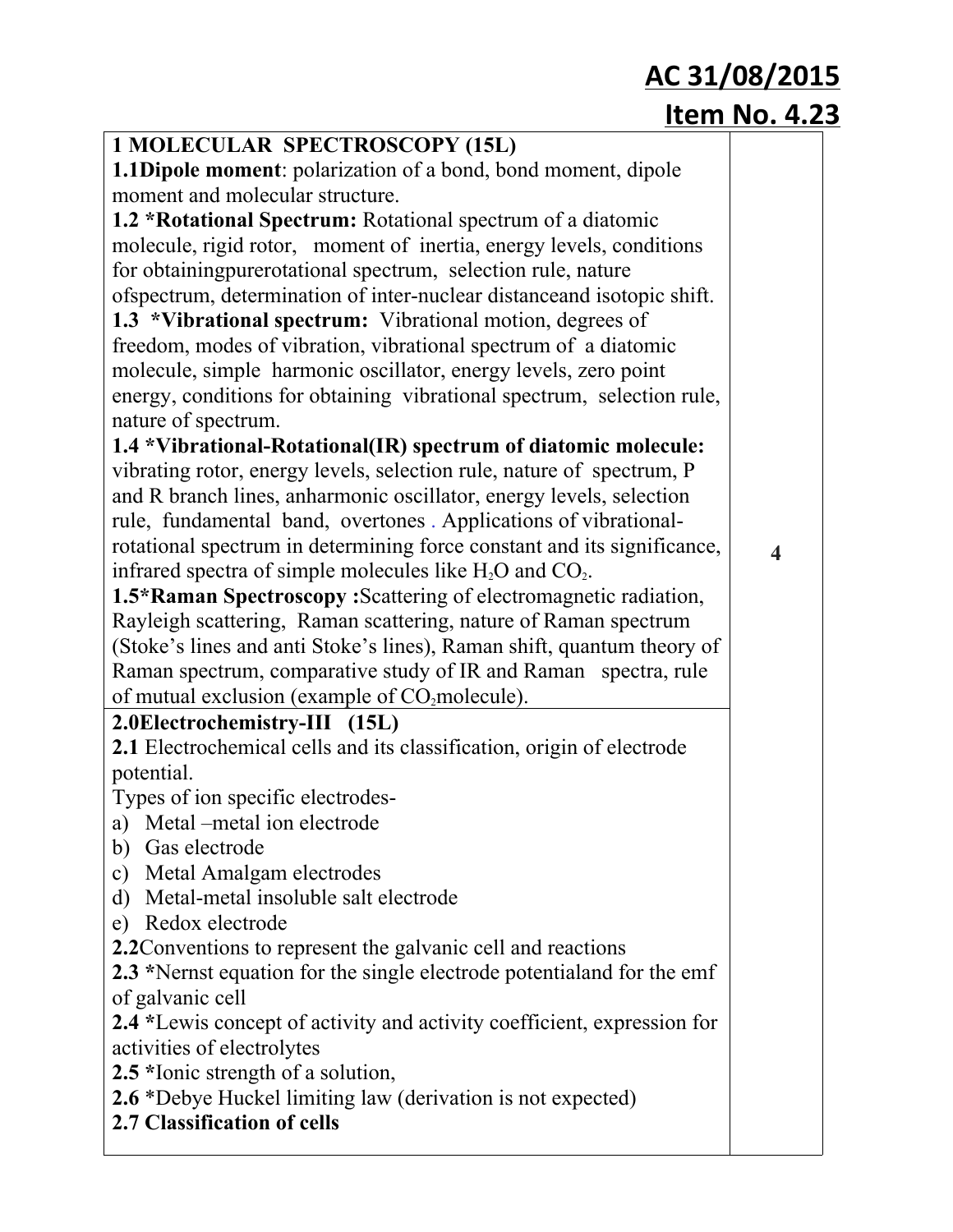**AC 31/08/2015**

**Item No. 4.23**

| | |
|---|---|
| **1 MOLECULAR SPECTROSCOPY (15L)**<br>**1.1Dipole moment**: polarization of a bond, bond moment, dipole moment and molecular structure.<br>**1.2 *Rotational Spectrum:** Rotational spectrum of a diatomic molecule, rigid rotor, moment of inertia, energy levels, conditions for obtainingpurerotational spectrum, selection rule, nature ofspectrum, determination of inter-nuclear distanceand isotopic shift.<br>**1.3 *Vibrational spectrum:** Vibrational motion, degrees of freedom, modes of vibration, vibrational spectrum of a diatomic molecule, simple harmonic oscillator, energy levels, zero point energy, conditions for obtaining vibrational spectrum, selection rule, nature of spectrum.<br>**1.4 *Vibrational-Rotational(IR) spectrum of diatomic molecule:** vibrating rotor, energy levels, selection rule, nature of spectrum, P and R branch lines, anharmonic oscillator, energy levels, selection rule, fundamental band, overtones . Applications of vibrational-rotational spectrum in determining force constant and its significance, infrared spectra of simple molecules like $H_2O$ and $CO_2$.<br>**1.5*Raman Spectroscopy :**Scattering of electromagnetic radiation, Rayleigh scattering, Raman scattering, nature of Raman spectrum (Stoke's lines and anti Stoke's lines), Raman shift, quantum theory of Raman spectrum, comparative study of IR and Raman spectra, rule of mutual exclusion (example of $CO_2$molecule). | 4 |
| **2.0Electrochemistry-III (15L)**<br>**2.1** Electrochemical cells and its classification, origin of electrode potential.<br>Types of ion specific electrodes-<br>a) Metal –metal ion electrode<br>b) Gas electrode<br>c) Metal Amalgam electrodes<br>d) Metal-metal insoluble salt electrode<br>e) Redox electrode<br>**2.2**Conventions to represent the galvanic cell and reactions<br>**2.3 ***Nernst equation for the single electrode potentialand for the emf of galvanic cell<br>**2.4 ***Lewis concept of activity and activity coefficient, expression for activities of electrolytes<br>**2.5 ***Ionic strength of a solution,<br>**2.6** *Debye Huckel limiting law (derivation is not expected)<br>**2.7 Classification of cells** | |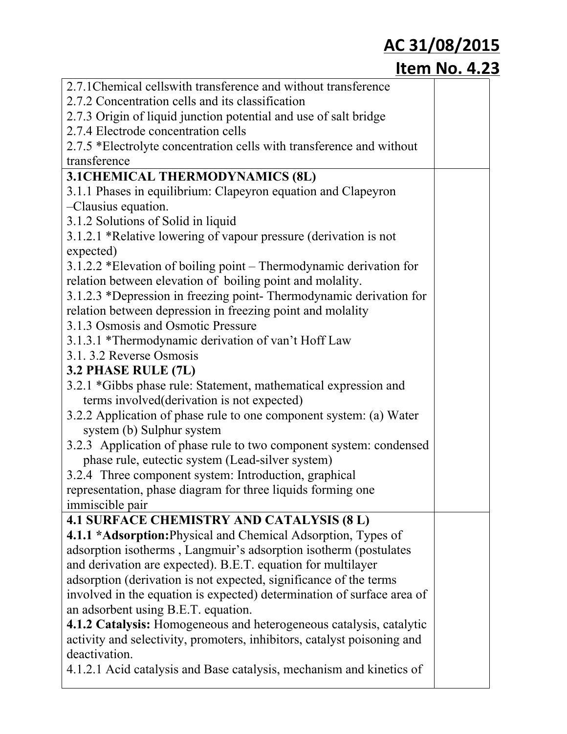| | |
|---|---|
| 2.7.1Chemical cellswith transference and without transference<br>2.7.2 Concentration cells and its classification<br>2.7.3 Origin of liquid junction potential and use of salt bridge<br>2.7.4 Electrode concentration cells<br>2.7.5 *Electrolyte concentration cells with transference and without transference | |
| **3.1CHEMICAL THERMODYNAMICS (8L)**<br>3.1.1 Phases in equilibrium: Clapeyron equation and Clapeyron –Clausius equation.<br>3.1.2 Solutions of Solid in liquid<br>3.1.2.1 *Relative lowering of vapour pressure (derivation is not expected)<br>3.1.2.2 *Elevation of boiling point – Thermodynamic derivation for relation between elevation of boiling point and molality.<br>3.1.2.3 *Depression in freezing point- Thermodynamic derivation for relation between depression in freezing point and molality<br>3.1.3 Osmosis and Osmotic Pressure<br>3.1.3.1 *Thermodynamic derivation of van't Hoff Law<br>3.1. 3.2 Reverse Osmosis<br>**3.2 PHASE RULE (7L)**<br>3.2.1 *Gibbs phase rule: Statement, mathematical expression and terms involved(derivation is not expected)<br>3.2.2 Application of phase rule to one component system: (a) Water system (b) Sulphur system<br>3.2.3 Application of phase rule to two component system: condensed phase rule, eutectic system (Lead-silver system)<br>3.2.4 Three component system: Introduction, graphical representation, phase diagram for three liquids forming one immiscible pair | |
| **4.1 SURFACE CHEMISTRY AND CATALYSIS (8 L)**<br>**4.1.1 *Adsorption:**Physical and Chemical Adsorption, Types of adsorption isotherms , Langmuir's adsorption isotherm (postulates and derivation are expected). B.E.T. equation for multilayer adsorption (derivation is not expected, significance of the terms involved in the equation is expected) determination of surface area of an adsorbent using B.E.T. equation.<br>**4.1.2 Catalysis:** Homogeneous and heterogeneous catalysis, catalytic activity and selectivity, promoters, inhibitors, catalyst poisoning and deactivation.<br>4.1.2.1 Acid catalysis and Base catalysis, mechanism and kinetics of | |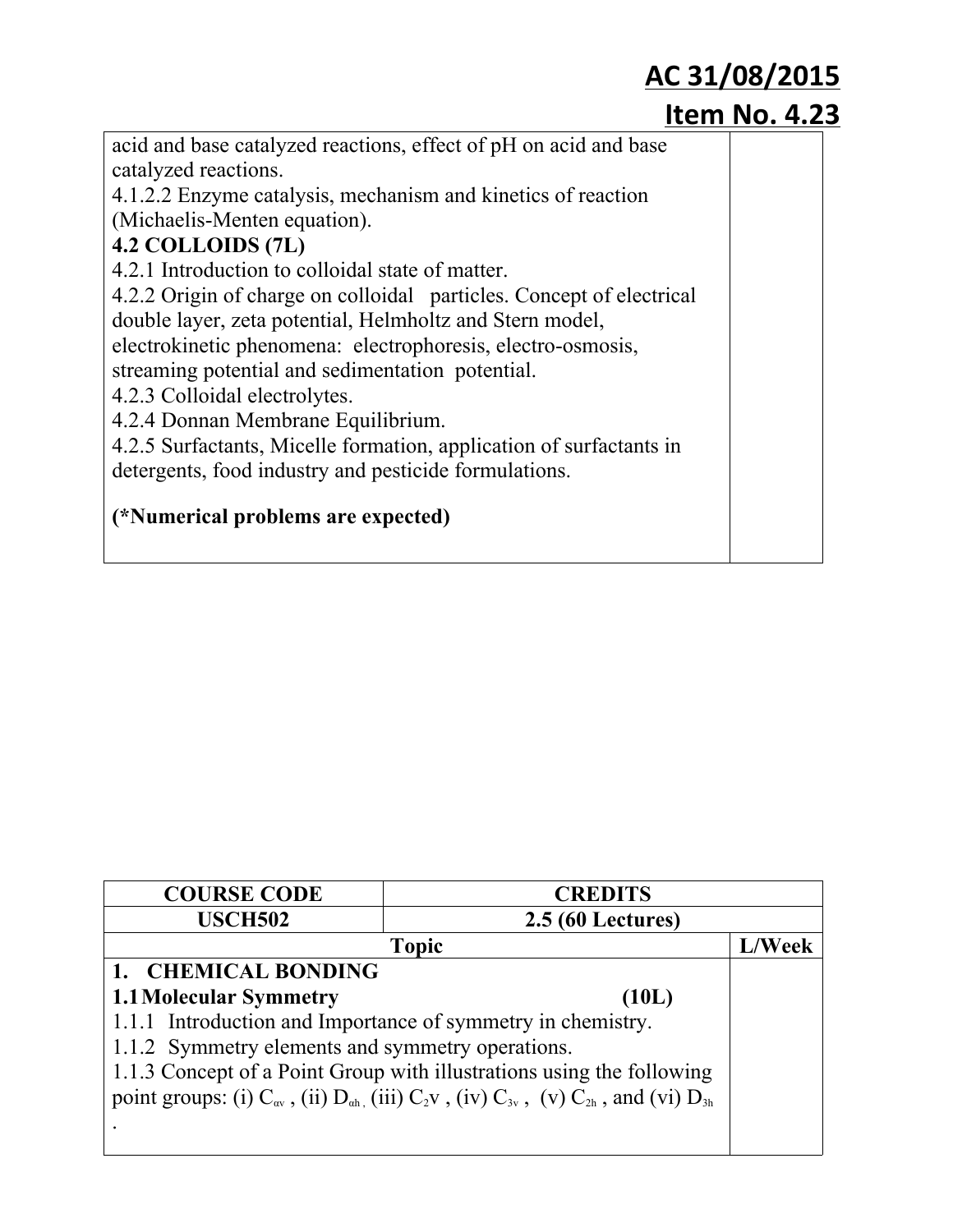| | |
|---|---|
| acid and base catalyzed reactions, effect of pH on acid and base catalyzed reactions.<br>4.1.2.2 Enzyme catalysis, mechanism and kinetics of reaction (Michaelis-Menten equation).<br>**4.2 COLLOIDS (7L)**<br>4.2.1 Introduction to colloidal state of matter.<br>4.2.2 Origin of charge on colloidal particles. Concept of electrical double layer, zeta potential, Helmholtz and Stern model, electrokinetic phenomena: electrophoresis, electro-osmosis, streaming potential and sedimentation potential.<br>4.2.3 Colloidal electrolytes.<br>4.2.4 Donnan Membrane Equilibrium.<br>4.2.5 Surfactants, Micelle formation, application of surfactants in detergents, food industry and pesticide formulations.<br><br>**(*Numerical problems are expected)** | |

| COURSE CODE | CREDITS | |
|---|---|---|
| USCH502 | 2.5 (60 Lectures) | |
| **Topic** | | **L/Week** |
| **1. CHEMICAL BONDING**<br>**1.1 Molecular Symmetry (10L)**<br>1.1.1 Introduction and Importance of symmetry in chemistry.<br>1.1.2 Symmetry elements and symmetry operations.<br>1.1.3 Concept of a Point Group with illustrations using the following point groups: (i) $C_{\infty v}$ , (ii) $D_{\infty h}$ , (iii) $C_2v$ , (iv) $C_{3v}$ , (v) $C_{2h}$ , and (vi) $D_{3h}$ . | | |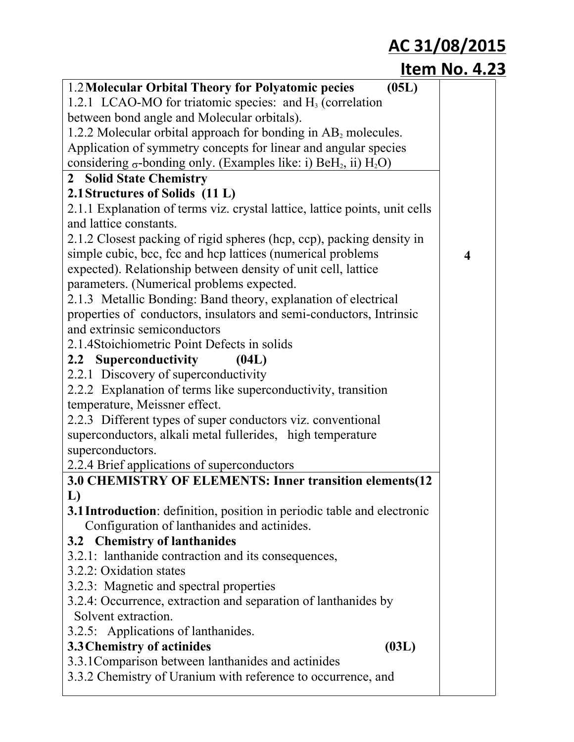**AC 31/08/2015**

**Item No. 4.23**

| | |
|---|---|
| 1.2 **Molecular Orbital Theory for Polyatomic pecies (05L)**<br>1.2.1 LCAO-MO for triatomic species: and $H_3$ (correlation between bond angle and Molecular orbitals).<br>1.2.2 Molecular orbital approach for bonding in $AB_2$ molecules. Application of symmetry concepts for linear and angular species considering $\sigma$-bonding only. (Examples like: i) $BeH_2$, ii) $H_2O$) | |
| **2 Solid State Chemistry**<br>**2.1 Structures of Solids (11 L)**<br>2.1.1 Explanation of terms viz. crystal lattice, lattice points, unit cells and lattice constants.<br>2.1.2 Closest packing of rigid spheres (hcp, ccp), packing density in simple cubic, bcc, fcc and hcp lattices (numerical problems expected). Relationship between density of unit cell, lattice parameters. (Numerical problems expected.<br>2.1.3 Metallic Bonding: Band theory, explanation of electrical properties of conductors, insulators and semi-conductors, Intrinsic and extrinsic semiconductors<br>2.1.4 Stoichiometric Point Defects in solids<br>**2.2 Superconductivity (04L)**<br>2.2.1 Discovery of superconductivity<br>2.2.2 Explanation of terms like superconductivity, transition temperature, Meissner effect.<br>2.2.3 Different types of super conductors viz. conventional superconductors, alkali metal fullerides, high temperature superconductors.<br>2.2.4 Brief applications of superconductors | **4** |
| **3.0 CHEMISTRY OF ELEMENTS: Inner transition elements(12 L)**<br>**3.1 Introduction**: definition, position in periodic table and electronic Configuration of lanthanides and actinides.<br>**3.2 Chemistry of lanthanides**<br>3.2.1: lanthanide contraction and its consequences,<br>3.2.2: Oxidation states<br>3.2.3: Magnetic and spectral properties<br>3.2.4: Occurrence, extraction and separation of lanthanides by Solvent extraction.<br>3.2.5: Applications of lanthanides.<br>**3.3 Chemistry of actinides (03L)**<br>3.3.1 Comparison between lanthanides and actinides<br>3.3.2 Chemistry of Uranium with reference to occurrence, and | |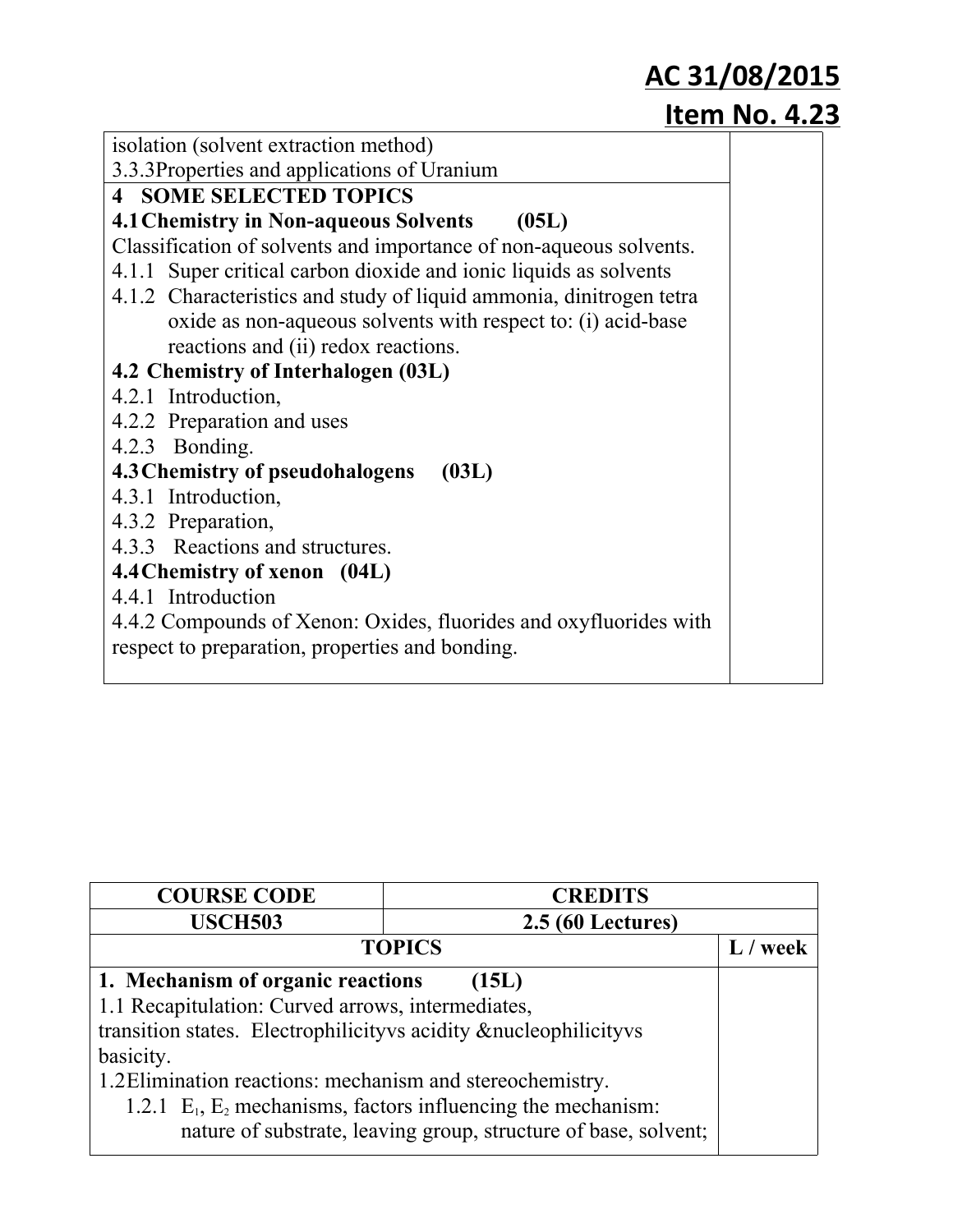**AC 31/08/2015**
**Item No. 4.23**

| | |
|---|---|
| isolation (solvent extraction method)<br>3.3.3Properties and applications of Uranium | |
| **4 SOME SELECTED TOPICS**<br>**4.1 Chemistry in Non-aqueous Solvents (05L)**<br>Classification of solvents and importance of non-aqueous solvents.<br>4.1.1 Super critical carbon dioxide and ionic liquids as solvents<br>4.1.2 Characteristics and study of liquid ammonia, dinitrogen tetra oxide as non-aqueous solvents with respect to: (i) acid-base reactions and (ii) redox reactions.<br>**4.2 Chemistry of Interhalogen (03L)**<br>4.2.1 Introduction,<br>4.2.2 Preparation and uses<br>4.2.3 Bonding.<br>**4.3 Chemistry of pseudohalogens (03L)**<br>4.3.1 Introduction,<br>4.3.2 Preparation,<br>4.3.3 Reactions and structures.<br>**4.4 Chemistry of xenon (04L)**<br>4.4.1 Introduction<br>4.4.2 Compounds of Xenon: Oxides, fluorides and oxyfluorides with respect to preparation, properties and bonding. | |

| COURSE CODE | CREDITS | |
|---|---|---|
| **USCH503** | **2.5 (60 Lectures)** | |
| **TOPICS** | | **L / week** |
| **1. Mechanism of organic reactions (15L)**<br>1.1 Recapitulation: Curved arrows, intermediates, transition states. Electrophilicityvs acidity &nucleophilicityvs basicity.<br>1.2Elimination reactions: mechanism and stereochemistry.<br>1.2.1 $E_1$, $E_2$ mechanisms, factors influencing the mechanism: nature of substrate, leaving group, structure of base, solvent; | | |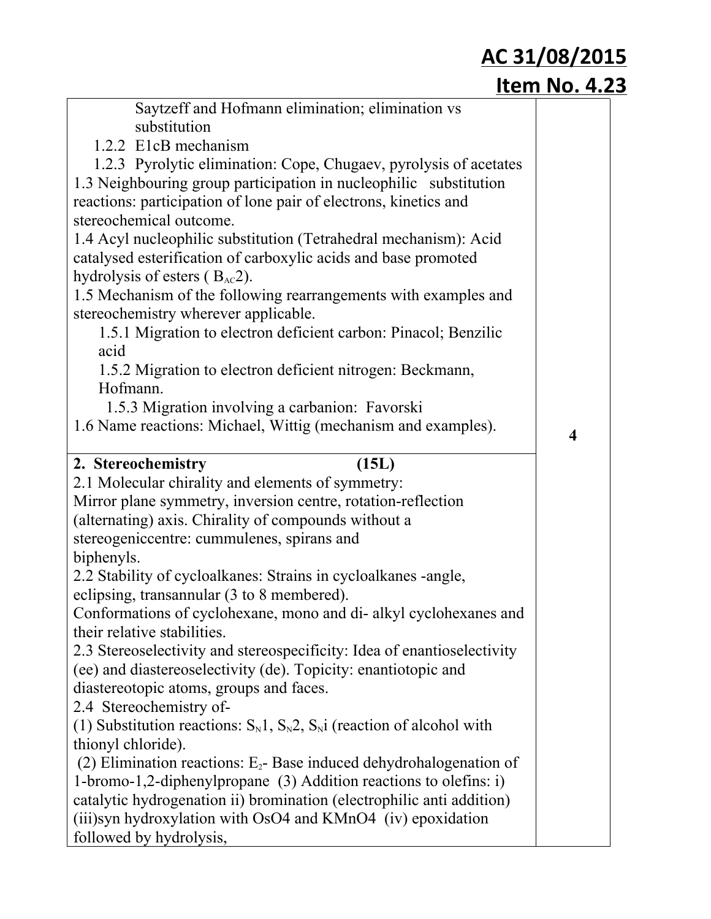**AC 31/08/2015**

**Item No. 4.23**

| | |
|---|---|
| Saytzeff and Hofmann elimination; elimination vs substitution<br>1.2.2 E1cB mechanism<br>1.2.3 Pyrolytic elimination: Cope, Chugaev, pyrolysis of acetates<br>1.3 Neighbouring group participation in nucleophilic substitution reactions: participation of lone pair of electrons, kinetics and stereochemical outcome.<br>1.4 Acyl nucleophilic substitution (Tetrahedral mechanism): Acid catalysed esterification of carboxylic acids and base promoted hydrolysis of esters ( $B_{AC}2$).<br>1.5 Mechanism of the following rearrangements with examples and stereochemistry wherever applicable.<br>1.5.1 Migration to electron deficient carbon: Pinacol; Benzilic acid<br>1.5.2 Migration to electron deficient nitrogen: Beckmann, Hofmann.<br>1.5.3 Migration involving a carbanion: Favorski<br>1.6 Name reactions: Michael, Wittig (mechanism and examples). | **4** |
| **2. Stereochemistry (15L)**<br>2.1 Molecular chirality and elements of symmetry:<br>Mirror plane symmetry, inversion centre, rotation-reflection (alternating) axis. Chirality of compounds without a stereogeniccentre: cummulenes, spirans and biphenyls.<br>2.2 Stability of cycloalkanes: Strains in cycloalkanes -angle, eclipsing, transannular (3 to 8 membered).<br>Conformations of cyclohexane, mono and di- alkyl cyclohexanes and their relative stabilities.<br>2.3 Stereoselectivity and stereospecificity: Idea of enantioselectivity (ee) and diastereoselectivity (de). Topicity: enantiotopic and diastereotopic atoms, groups and faces.<br>2.4 Stereochemistry of-<br>(1) Substitution reactions: $S_N1$, $S_N2$, $S_Ni$ (reaction of alcohol with thionyl chloride).<br>(2) Elimination reactions: $E_2$- Base induced dehydrohalogenation of 1-bromo-1,2-diphenylpropane (3) Addition reactions to olefins: i) catalytic hydrogenation ii) bromination (electrophilic anti addition) (iii)syn hydroxylation with $OsO_4$ and $KMnO_4$ (iv) epoxidation followed by hydrolysis, | |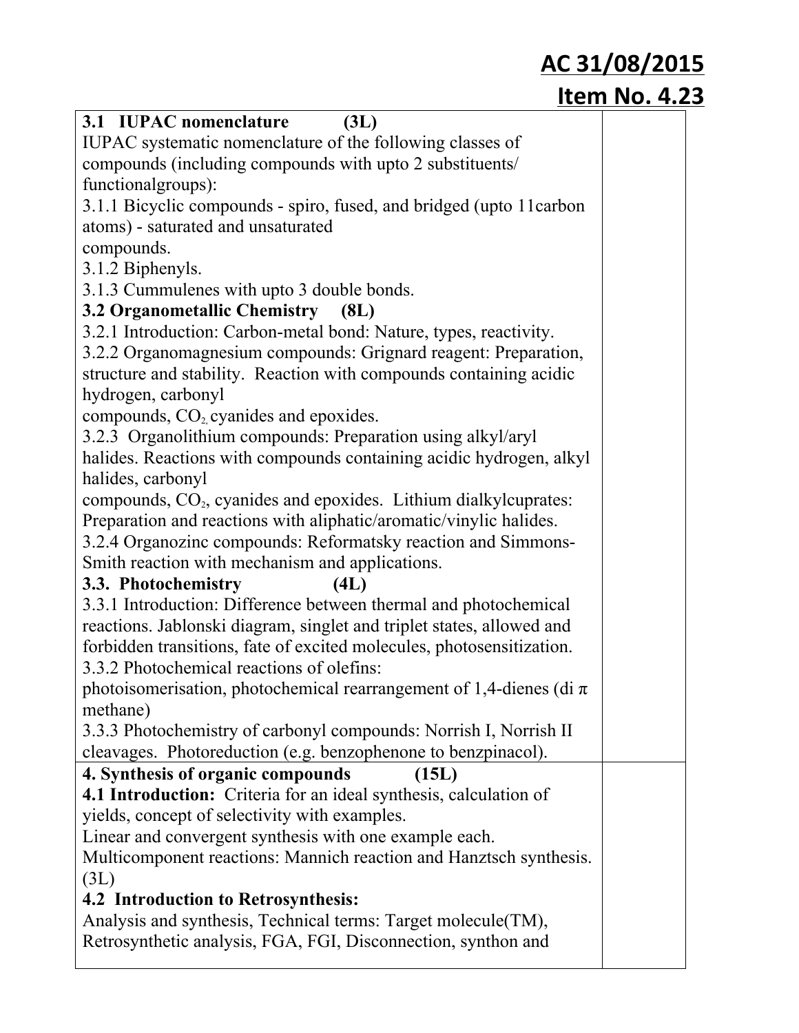**AC 31/08/2015**

**Item No. 4.23**

| | |
|---|---|
| **3.1 IUPAC nomenclature (3L)**<br>IUPAC systematic nomenclature of the following classes of compounds (including compounds with upto 2 substituents/ functionalgroups):<br>3.1.1 Bicyclic compounds - spiro, fused, and bridged (upto 11carbon atoms) - saturated and unsaturated compounds.<br>3.1.2 Biphenyls.<br>3.1.3 Cummulenes with upto 3 double bonds.<br>**3.2 Organometallic Chemistry (8L)**<br>3.2.1 Introduction: Carbon-metal bond: Nature, types, reactivity.<br>3.2.2 Organomagnesium compounds: Grignard reagent: Preparation, structure and stability. Reaction with compounds containing acidic hydrogen, carbonyl compounds, $CO_2$, cyanides and epoxides.<br>3.2.3 Organolithium compounds: Preparation using alkyl/aryl halides. Reactions with compounds containing acidic hydrogen, alkyl halides, carbonyl compounds, $CO_2$, cyanides and epoxides. Lithium dialkylcuprates: Preparation and reactions with aliphatic/aromatic/vinylic halides.<br>3.2.4 Organozinc compounds: Reformatsky reaction and Simmons-Smith reaction with mechanism and applications.<br>**3.3. Photochemistry (4L)**<br>3.3.1 Introduction: Difference between thermal and photochemical reactions. Jablonski diagram, singlet and triplet states, allowed and forbidden transitions, fate of excited molecules, photosensitization.<br>3.3.2 Photochemical reactions of olefins: photoisomerisation, photochemical rearrangement of 1,4-dienes (di $\pi$ methane)<br>3.3.3 Photochemistry of carbonyl compounds: Norrish I, Norrish II cleavages. Photoreduction (e.g. benzophenone to benzpinacol). | |
| **4. Synthesis of organic compounds (15L)**<br>**4.1 Introduction:** Criteria for an ideal synthesis, calculation of yields, concept of selectivity with examples.<br>Linear and convergent synthesis with one example each.<br>Multicomponent reactions: Mannich reaction and Hanztsch synthesis. (3L)<br>**4.2 Introduction to Retrosynthesis:**<br>Analysis and synthesis, Technical terms: Target molecule(TM), Retrosynthetic analysis, FGA, FGI, Disconnection, synthon and | |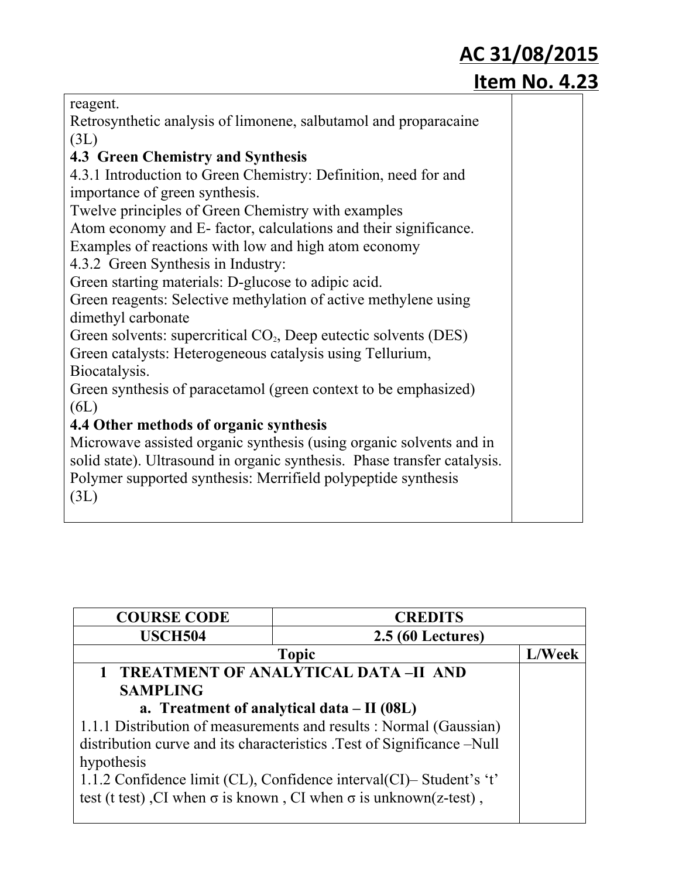| | |
|---|---|
| reagent.<br>Retrosynthetic analysis of limonene, salbutamol and proparacaine (3L)<br>**4.3 Green Chemistry and Synthesis**<br>4.3.1 Introduction to Green Chemistry: Definition, need for and importance of green synthesis.<br>Twelve principles of Green Chemistry with examples<br>Atom economy and E- factor, calculations and their significance.<br>Examples of reactions with low and high atom economy<br>4.3.2 Green Synthesis in Industry:<br>Green starting materials: D-glucose to adipic acid.<br>Green reagents: Selective methylation of active methylene using dimethyl carbonate<br>Green solvents: supercritical $CO_2$, Deep eutectic solvents (DES)<br>Green catalysts: Heterogeneous catalysis using Tellurium, Biocatalysis.<br>Green synthesis of paracetamol (green context to be emphasized) (6L)<br>**4.4 Other methods of organic synthesis**<br>Microwave assisted organic synthesis (using organic solvents and in solid state). Ultrasound in organic synthesis. Phase transfer catalysis.<br>Polymer supported synthesis: Merrifield polypeptide synthesis (3L) | |

| COURSE CODE | CREDITS | |
|---|---|---|
| USCH504 | 2.5 (60 Lectures) | |
| **Topic** | | **L/Week** |
| **1 TREATMENT OF ANALYTICAL DATA –II AND SAMPLING**<br>**a. Treatment of analytical data – II (08L)**<br>1.1.1 Distribution of measurements and results : Normal (Gaussian) distribution curve and its characteristics .Test of Significance –Null hypothesis<br>1.1.2 Confidence limit (CL), Confidence interval(CI)– Student's 't' test (t test) ,CI when σ is known , CI when σ is unknown(z-test) , | | |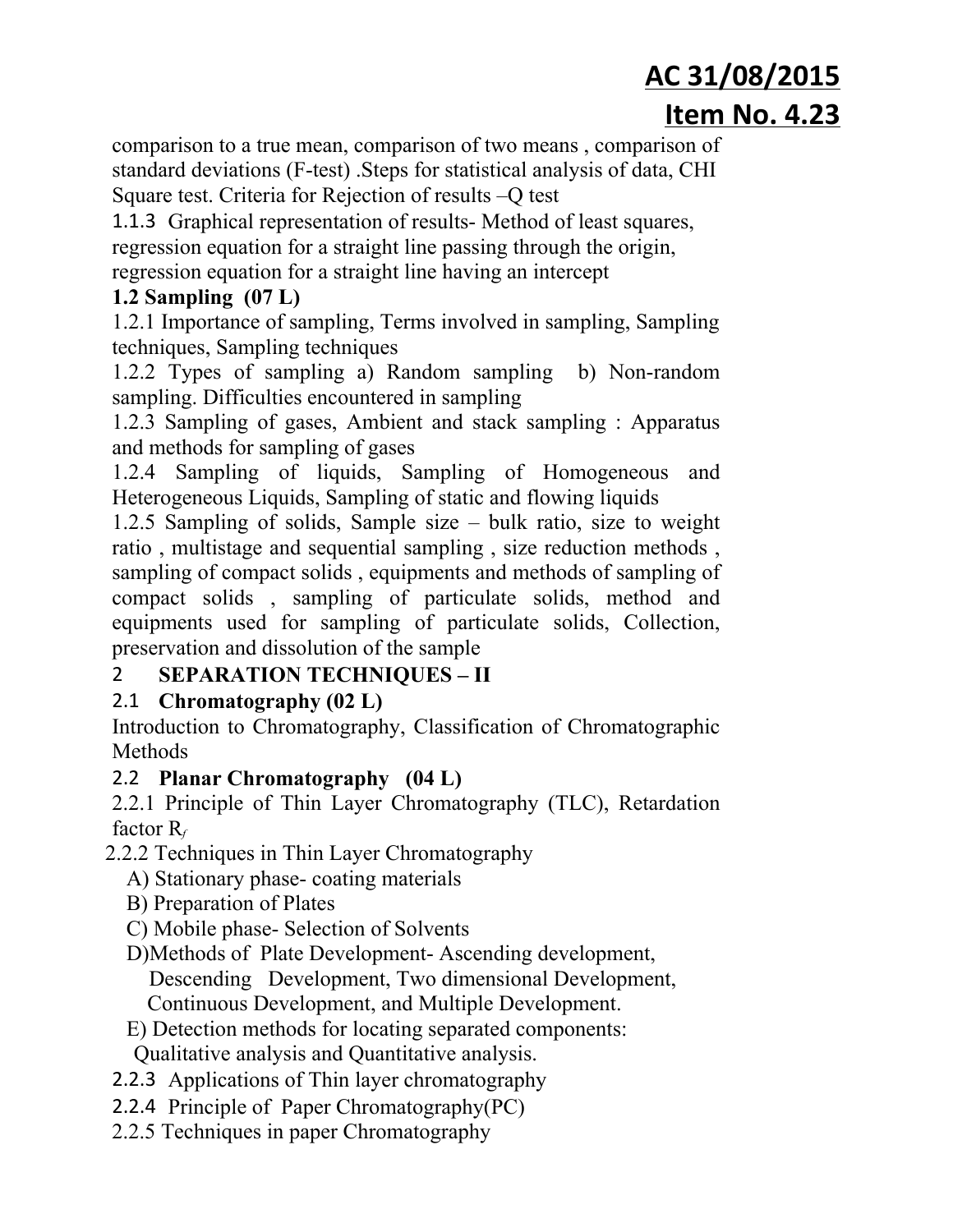comparison to a true mean, comparison of two means , comparison of standard deviations (F-test) .Steps for statistical analysis of data, CHI Square test. Criteria for Rejection of results –Q test

1.1.3 Graphical representation of results- Method of least squares, regression equation for a straight line passing through the origin, regression equation for a straight line having an intercept

**1.2 Sampling (07 L)**

1.2.1 Importance of sampling, Terms involved in sampling, Sampling techniques, Sampling techniques

1.2.2 Types of sampling a) Random sampling b) Non-random sampling. Difficulties encountered in sampling

1.2.3 Sampling of gases, Ambient and stack sampling : Apparatus and methods for sampling of gases

1.2.4 Sampling of liquids, Sampling of Homogeneous and Heterogeneous Liquids, Sampling of static and flowing liquids

1.2.5 Sampling of solids, Sample size – bulk ratio, size to weight ratio , multistage and sequential sampling , size reduction methods , sampling of compact solids , equipments and methods of sampling of compact solids , sampling of particulate solids, method and equipments used for sampling of particulate solids, Collection, preservation and dissolution of the sample

**2 SEPARATION TECHNIQUES – II**

**2.1 Chromatography (02 L)**

Introduction to Chromatography, Classification of Chromatographic Methods

**2.2 Planar Chromatography (04 L)**

2.2.1 Principle of Thin Layer Chromatography (TLC), Retardation factor $R_f$

2.2.2 Techniques in Thin Layer Chromatography

A) Stationary phase- coating materials

B) Preparation of Plates

C) Mobile phase- Selection of Solvents

D)Methods of Plate Development- Ascending development, Descending Development, Two dimensional Development, Continuous Development, and Multiple Development.

E) Detection methods for locating separated components: Qualitative analysis and Quantitative analysis.

2.2.3 Applications of Thin layer chromatography

2.2.4 Principle of Paper Chromatography(PC)

2.2.5 Techniques in paper Chromatography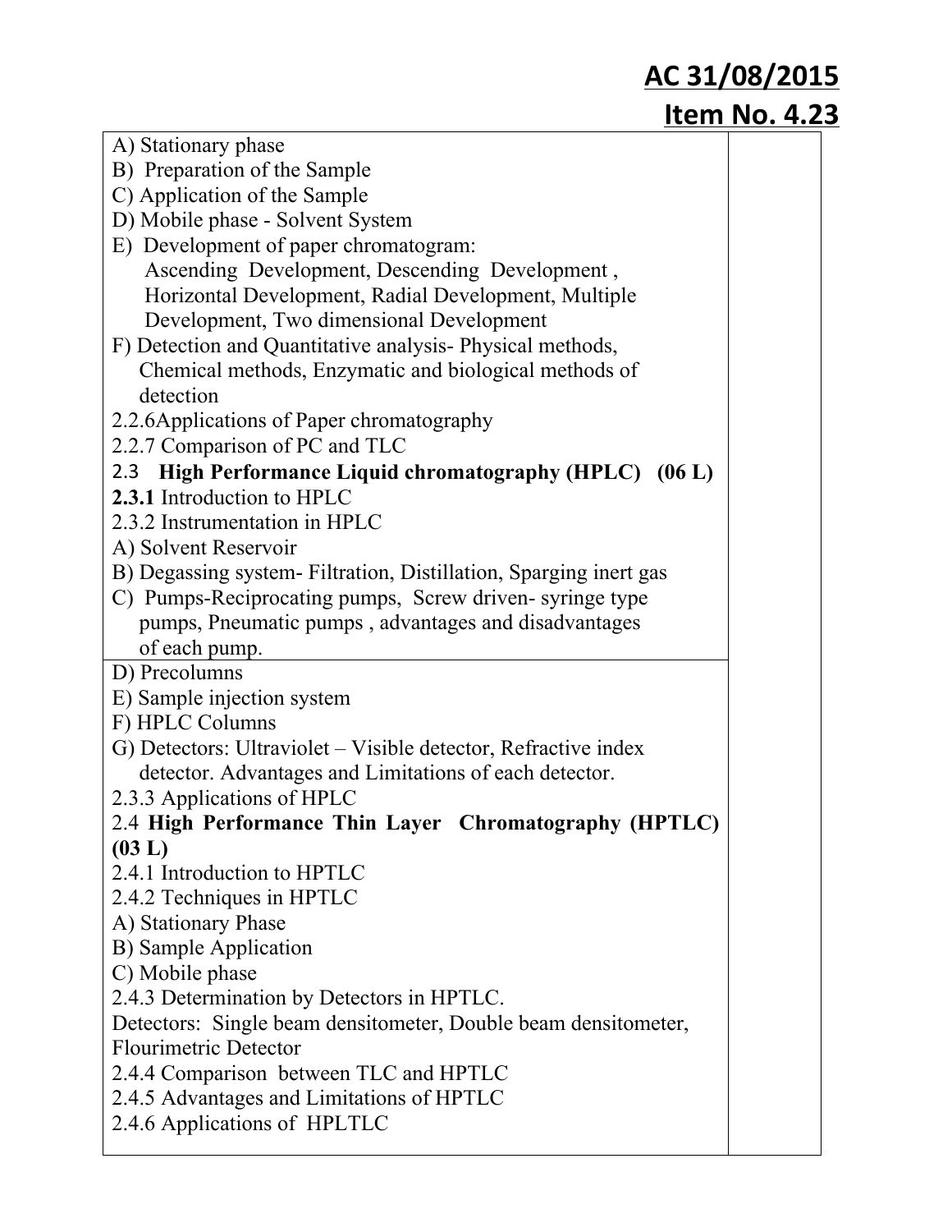**AC 31/08/2015**

**Item No. 4.23**

| | |
|---|---|
| A) Stationary phase<br>B) Preparation of the Sample<br>C) Application of the Sample<br>D) Mobile phase - Solvent System<br>E) Development of paper chromatogram:<br>Ascending Development, Descending Development , Horizontal Development, Radial Development, Multiple Development, Two dimensional Development<br>F) Detection and Quantitative analysis- Physical methods, Chemical methods, Enzymatic and biological methods of detection<br>2.2.6Applications of Paper chromatography<br>2.2.7 Comparison of PC and TLC<br>2.3 **High Performance Liquid chromatography (HPLC) (06 L)**<br>**2.3.1** Introduction to HPLC<br>2.3.2 Instrumentation in HPLC<br>A) Solvent Reservoir<br>B) Degassing system- Filtration, Distillation, Sparging inert gas<br>C) Pumps-Reciprocating pumps, Screw driven- syringe type pumps, Pneumatic pumps , advantages and disadvantages of each pump. | |
| D) Precolumns<br>E) Sample injection system<br>F) HPLC Columns<br>G) Detectors: Ultraviolet – Visible detector, Refractive index detector. Advantages and Limitations of each detector.<br>2.3.3 Applications of HPLC<br>2.4 **High Performance Thin Layer Chromatography (HPTLC) (03 L)**<br>2.4.1 Introduction to HPTLC<br>2.4.2 Techniques in HPTLC<br>A) Stationary Phase<br>B) Sample Application<br>C) Mobile phase<br>2.4.3 Determination by Detectors in HPTLC.<br>Detectors: Single beam densitometer, Double beam densitometer, Flourimetric Detector<br>2.4.4 Comparison between TLC and HPTLC<br>2.4.5 Advantages and Limitations of HPTLC<br>2.4.6 Applications of HPLTLC | |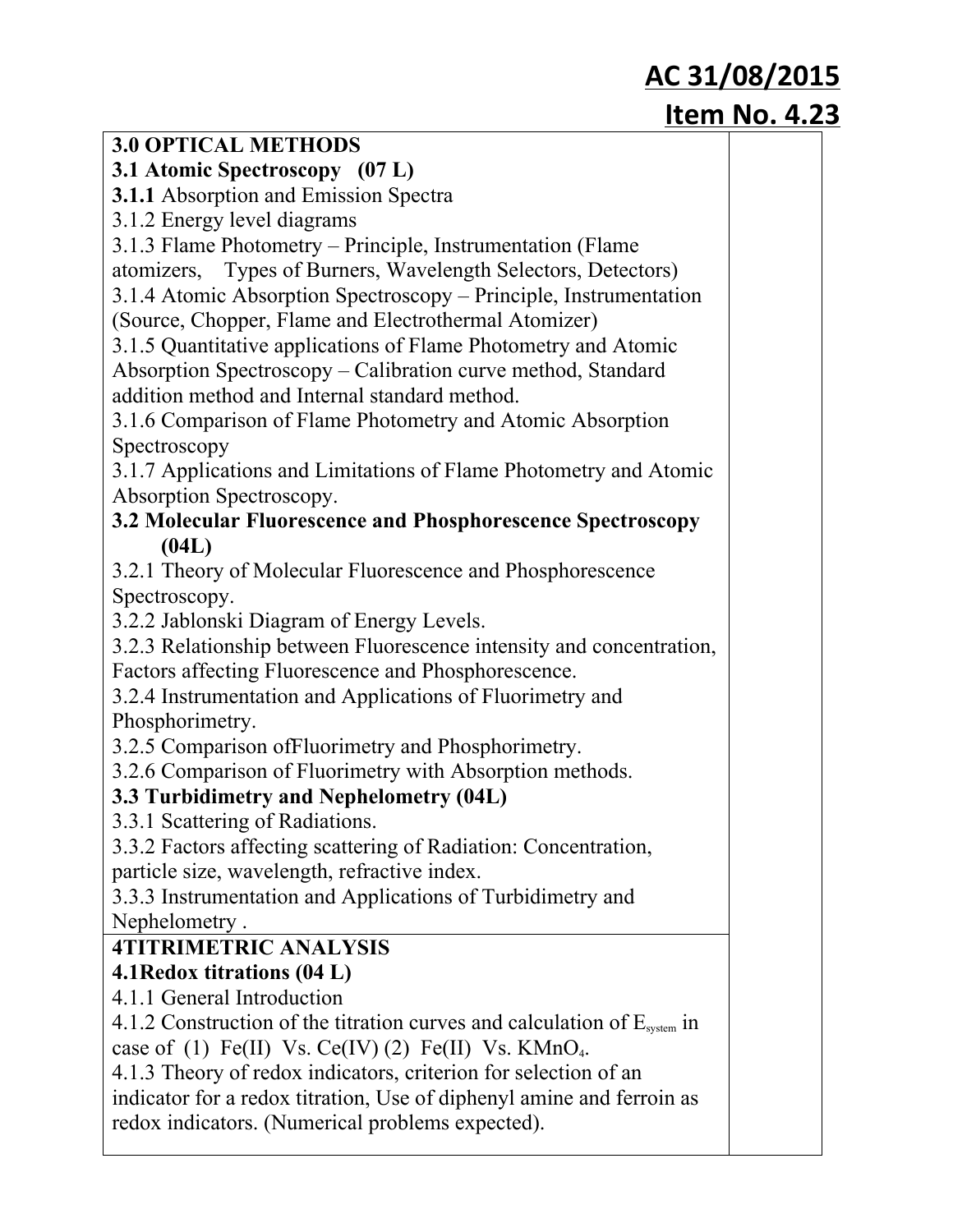**AC 31/08/2015**

**Item No. 4.23**

| | |
|---|---|
| **3.0 OPTICAL METHODS**<br>**3.1 Atomic Spectroscopy (07 L)**<br>**3.1.1** Absorption and Emission Spectra<br>3.1.2 Energy level diagrams<br>3.1.3 Flame Photometry – Principle, Instrumentation (Flame atomizers, Types of Burners, Wavelength Selectors, Detectors)<br>3.1.4 Atomic Absorption Spectroscopy – Principle, Instrumentation (Source, Chopper, Flame and Electrothermal Atomizer)<br>3.1.5 Quantitative applications of Flame Photometry and Atomic Absorption Spectroscopy – Calibration curve method, Standard addition method and Internal standard method.<br>3.1.6 Comparison of Flame Photometry and Atomic Absorption Spectroscopy<br>3.1.7 Applications and Limitations of Flame Photometry and Atomic Absorption Spectroscopy.<br>**3.2 Molecular Fluorescence and Phosphorescence Spectroscopy (04L)**<br>3.2.1 Theory of Molecular Fluorescence and Phosphorescence Spectroscopy.<br>3.2.2 Jablonski Diagram of Energy Levels.<br>3.2.3 Relationship between Fluorescence intensity and concentration, Factors affecting Fluorescence and Phosphorescence.<br>3.2.4 Instrumentation and Applications of Fluorimetry and Phosphorimetry.<br>3.2.5 Comparison ofFluorimetry and Phosphorimetry.<br>3.2.6 Comparison of Fluorimetry with Absorption methods.<br>**3.3 Turbidimetry and Nephelometry (04L)**<br>3.3.1 Scattering of Radiations.<br>3.3.2 Factors affecting scattering of Radiation: Concentration, particle size, wavelength, refractive index.<br>3.3.3 Instrumentation and Applications of Turbidimetry and Nephelometry . | |
| **4TITRIMETRIC ANALYSIS**<br>**4.1Redox titrations (04 L)**<br>4.1.1 General Introduction<br>4.1.2 Construction of the titration curves and calculation of $E_{system}$ in case of (1) Fe(II) Vs. Ce(IV) (2) Fe(II) Vs. $KMnO_4$.<br>4.1.3 Theory of redox indicators, criterion for selection of an indicator for a redox titration, Use of diphenyl amine and ferroin as redox indicators. (Numerical problems expected). | |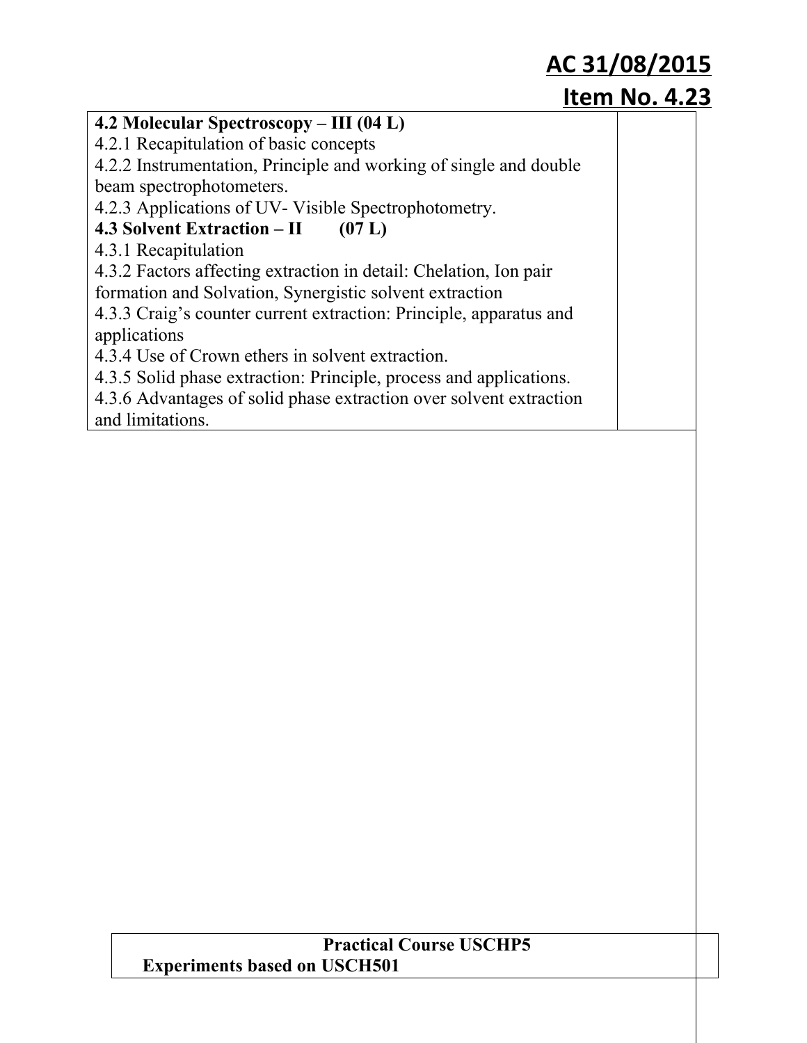**AC 31/08/2015**

**Item No. 4.23**

| | |
|---|---|
| **4.2 Molecular Spectroscopy – III (04 L)**<br>4.2.1 Recapitulation of basic concepts<br>4.2.2 Instrumentation, Principle and working of single and double beam spectrophotometers.<br>4.2.3 Applications of UV- Visible Spectrophotometry.<br>**4.3 Solvent Extraction – II (07 L)**<br>4.3.1 Recapitulation<br>4.3.2 Factors affecting extraction in detail: Chelation, Ion pair formation and Solvation, Synergistic solvent extraction<br>4.3.3 Craig's counter current extraction: Principle, apparatus and applications<br>4.3.4 Use of Crown ethers in solvent extraction.<br>4.3.5 Solid phase extraction: Principle, process and applications.<br>4.3.6 Advantages of solid phase extraction over solvent extraction and limitations. | |

| |
|---|
| **Practical Course USCHP5**<br>**Experiments based on USCH501** |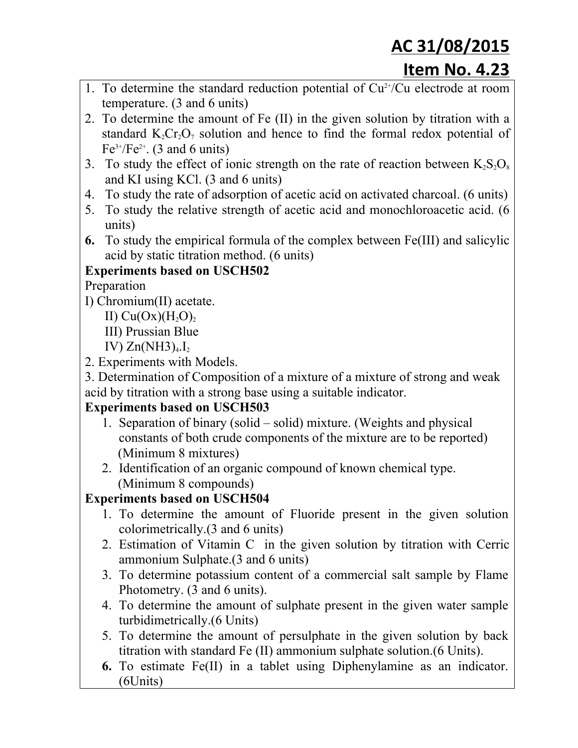**AC 31/08/2015**

**Item No. 4.23**

1. To determine the standard reduction potential of $Cu^{2+}/Cu$ electrode at room temperature. (3 and 6 units)
2. To determine the amount of Fe (II) in the given solution by titration with a standard $K_2Cr_2O_7$ solution and hence to find the formal redox potential of $Fe^{3+}/Fe^{2+}$. (3 and 6 units)
3. To study the effect of ionic strength on the rate of reaction between $K_2S_2O_8$ and KI using KCl. (3 and 6 units)
4. To study the rate of adsorption of acetic acid on activated charcoal. (6 units)
5. To study the relative strength of acetic acid and monochloroacetic acid. (6 units)
6. To study the empirical formula of the complex between Fe(III) and salicylic acid by static titration method. (6 units)

**Experiments based on USCH502**

Preparation

I) Chromium(II) acetate.

II) $Cu(Ox)(H_2O)_2$

III) Prussian Blue

IV) $Zn(NH3)_4.I_2$

2. Experiments with Models.

3. Determination of Composition of a mixture of a mixture of strong and weak acid by titration with a strong base using a suitable indicator.

**Experiments based on USCH503**

1. Separation of binary (solid – solid) mixture. (Weights and physical constants of both crude components of the mixture are to be reported) (Minimum 8 mixtures)
2. Identification of an organic compound of known chemical type. (Minimum 8 compounds)

**Experiments based on USCH504**

1. To determine the amount of Fluoride present in the given solution colorimetrically.(3 and 6 units)
2. Estimation of Vitamin C in the given solution by titration with Cerric ammonium Sulphate.(3 and 6 units)
3. To determine potassium content of a commercial salt sample by Flame Photometry. (3 and 6 units).
4. To determine the amount of sulphate present in the given water sample turbidimetrically.(6 Units)
5. To determine the amount of persulphate in the given solution by back titration with standard Fe (II) ammonium sulphate solution.(6 Units).
6. To estimate Fe(II) in a tablet using Diphenylamine as an indicator. (6Units)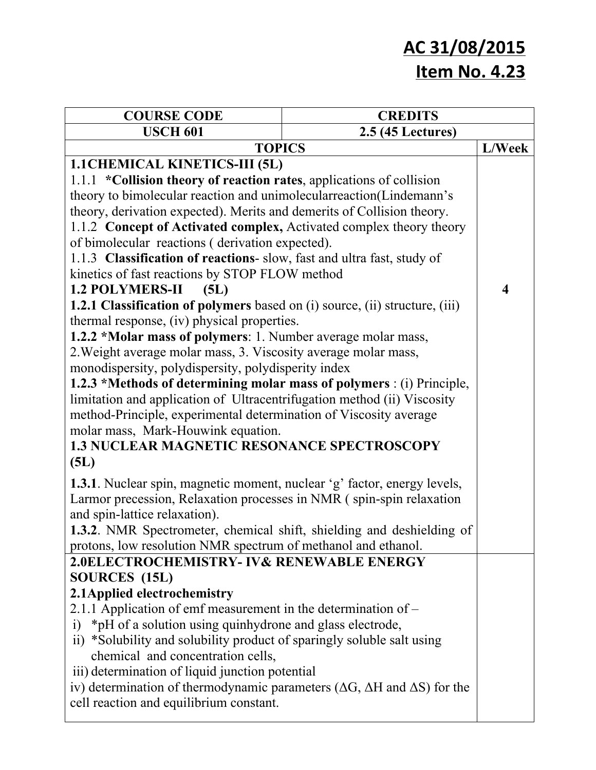**AC 31/08/2015**
**Item No. 4.23**

| COURSE CODE | CREDITS | |
|---|---|---|
| USCH 601 | 2.5 (45 Lectures) | |
| TOPICS | | L/Week |
| **1.1CHEMICAL KINETICS-III (5L)**<br>1.1.1 ***Collision theory of reaction rates**, applications of collision theory to bimolecular reaction and unimolecularreaction(Lindemann's theory, derivation expected). Merits and demerits of Collision theory.<br>1.1.2 **Concept of Activated complex,** Activated complex theory theory of bimolecular reactions ( derivation expected).<br>1.1.3 **Classification of reactions**- slow, fast and ultra fast, study of kinetics of fast reactions by STOP FLOW method<br>**1.2 POLYMERS-II (5L)**<br>**1.2.1 Classification of polymers** based on (i) source, (ii) structure, (iii) thermal response, (iv) physical properties.<br>**1.2.2 *Molar mass of polymers**: 1. Number average molar mass, 2.Weight average molar mass, 3. Viscosity average molar mass, monodispersity, polydispersity, polydisperity index<br>**1.2.3 *Methods of determining molar mass of polymers** : (i) Principle, limitation and application of Ultracentrifugation method (ii) Viscosity method-Principle, experimental determination of Viscosity average molar mass, Mark-Houwink equation.<br>**1.3 NUCLEAR MAGNETIC RESONANCE SPECTROSCOPY (5L)**<br>**1.3.1**. Nuclear spin, magnetic moment, nuclear 'g' factor, energy levels, Larmor precession, Relaxation processes in NMR ( spin-spin relaxation and spin-lattice relaxation).<br>**1.3.2**. NMR Spectrometer, chemical shift, shielding and deshielding of protons, low resolution NMR spectrum of methanol and ethanol. | | **4** |
| **2.0ELECTROCHEMISTRY- IV& RENEWABLE ENERGY SOURCES (15L)**<br>**2.1Applied electrochemistry**<br>2.1.1 Application of emf measurement in the determination of –<br>i) *pH of a solution using quinhydrone and glass electrode,<br>ii) *Solubility and solubility product of sparingly soluble salt using chemical and concentration cells,<br>iii) determination of liquid junction potential<br>iv) determination of thermodynamic parameters ($\Delta G$, $\Delta H$ and $\Delta S$) for the cell reaction and equilibrium constant. | | |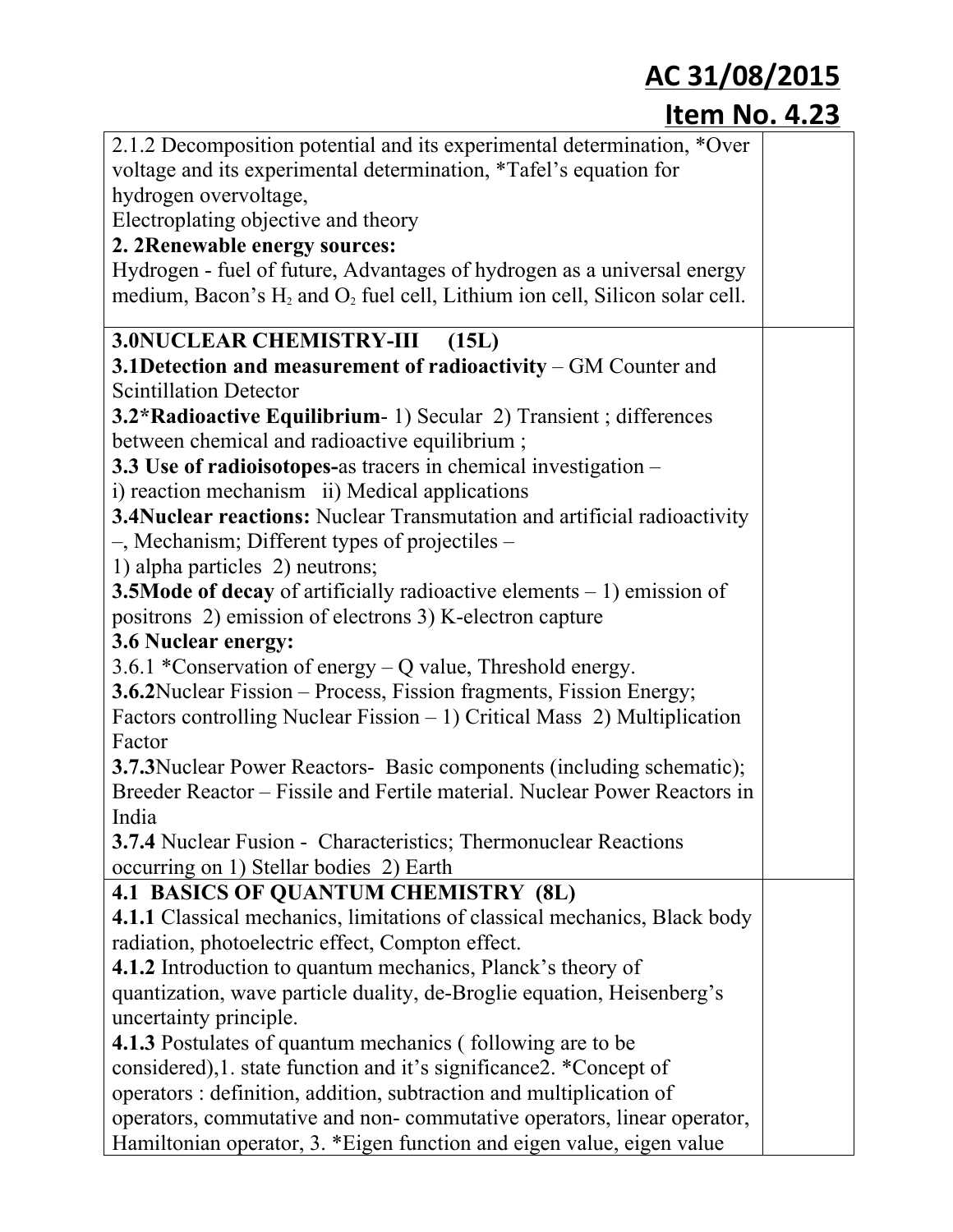**AC 31/08/2015**

**Item No. 4.23**

| | |
|---|---|
| 2.1.2 Decomposition potential and its experimental determination, *Over voltage and its experimental determination, *Tafel's equation for hydrogen overvoltage,<br>Electroplating objective and theory<br>**2. 2Renewable energy sources:**<br>Hydrogen - fuel of future, Advantages of hydrogen as a universal energy medium, Bacon's $H_2$ and $O_2$ fuel cell, Lithium ion cell, Silicon solar cell. | |
| **3.0NUCLEAR CHEMISTRY-III (15L)**<br>**3.1Detection and measurement of radioactivity** – GM Counter and Scintillation Detector<br>**3.2*Radioactive Equilibrium**- 1) Secular 2) Transient ; differences between chemical and radioactive equilibrium ;<br>**3.3 Use of radioisotopes-**as tracers in chemical investigation –<br>i) reaction mechanism ii) Medical applications<br>**3.4Nuclear reactions:** Nuclear Transmutation and artificial radioactivity –, Mechanism; Different types of projectiles –<br>1) alpha particles 2) neutrons;<br>**3.5Mode of decay** of artificially radioactive elements – 1) emission of positrons 2) emission of electrons 3) K-electron capture<br>**3.6 Nuclear energy:**<br>3.6.1 *Conservation of energy – Q value, Threshold energy.<br>**3.6.2**Nuclear Fission – Process, Fission fragments, Fission Energy; Factors controlling Nuclear Fission – 1) Critical Mass 2) Multiplication Factor<br>**3.7.3**Nuclear Power Reactors- Basic components (including schematic); Breeder Reactor – Fissile and Fertile material. Nuclear Power Reactors in India<br>**3.7.4** Nuclear Fusion - Characteristics; Thermonuclear Reactions occurring on 1) Stellar bodies 2) Earth | |
| **4.1 BASICS OF QUANTUM CHEMISTRY (8L)**<br>**4.1.1** Classical mechanics, limitations of classical mechanics, Black body radiation, photoelectric effect, Compton effect.<br>**4.1.2** Introduction to quantum mechanics, Planck's theory of quantization, wave particle duality, de-Broglie equation, Heisenberg's uncertainty principle.<br>**4.1.3** Postulates of quantum mechanics ( following are to be considered),1. state function and it's significance2. *Concept of operators : definition, addition, subtraction and multiplication of operators, commutative and non- commutative operators, linear operator, Hamiltonian operator, 3. *Eigen function and eigen value, eigen value | |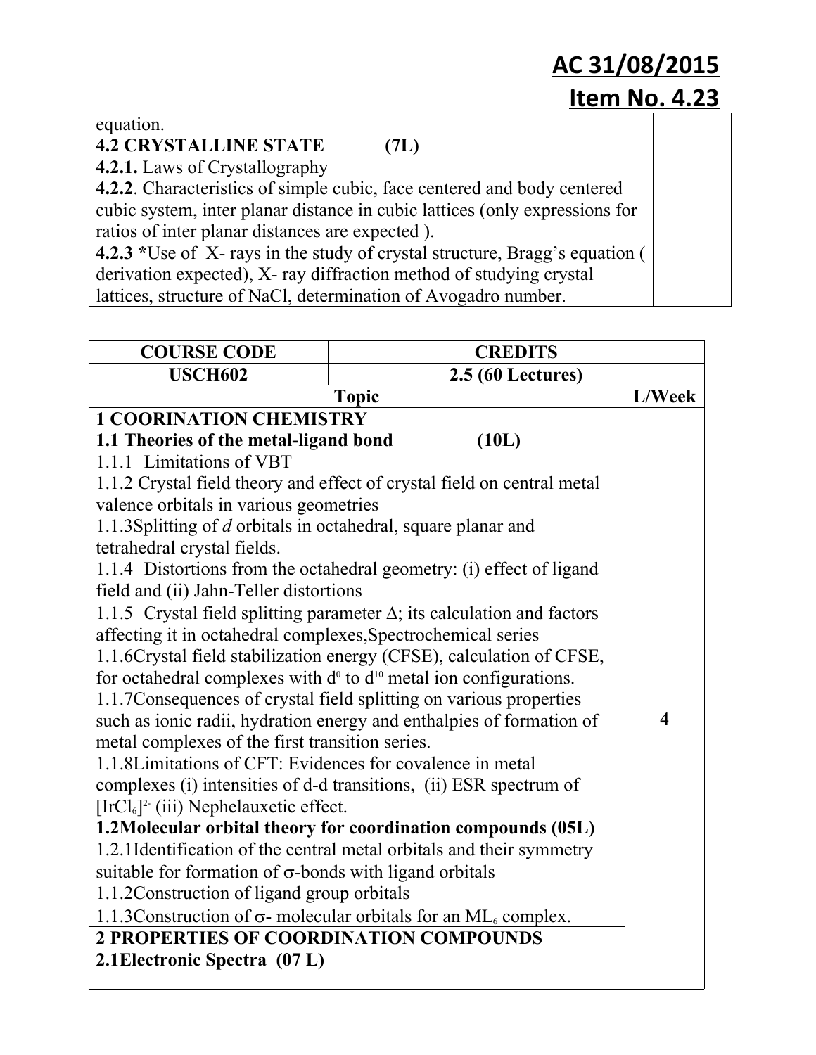**AC 31/08/2015**

**Item No. 4.23**

| | |
|---|---|
| equation.<br>**4.2 CRYSTALLINE STATE (7L)**<br>**4.2.1.** Laws of Crystallography<br>**4.2.2**. Characteristics of simple cubic, face centered and body centered cubic system, inter planar distance in cubic lattices (only expressions for ratios of inter planar distances are expected ).<br>**4.2.3 ***Use of X- rays in the study of crystal structure, Bragg's equation ( derivation expected), X- ray diffraction method of studying crystal lattices, structure of NaCl, determination of Avogadro number. | |

| COURSE CODE | CREDITS | |
|---|---|---|
| USCH602 | 2.5 (60 Lectures) | |
| | **Topic** | **L/Week** |
| **1 COORINATION CHEMISTRY**<br>**1.1 Theories of the metal-ligand bond (10L)**<br>1.1.1 Limitations of VBT<br>1.1.2 Crystal field theory and effect of crystal field on central metal valence orbitals in various geometries<br>1.1.3Splitting of *d* orbitals in octahedral, square planar and tetrahedral crystal fields.<br>1.1.4 Distortions from the octahedral geometry: (i) effect of ligand field and (ii) Jahn-Teller distortions<br>1.1.5 Crystal field splitting parameter $\Delta$; its calculation and factors affecting it in octahedral complexes,Spectrochemical series<br>1.1.6Crystal field stabilization energy (CFSE), calculation of CFSE, for octahedral complexes with $d^0$ to $d^{10}$ metal ion configurations.<br>1.1.7Consequences of crystal field splitting on various properties such as ionic radii, hydration energy and enthalpies of formation of metal complexes of the first transition series.<br>1.1.8Limitations of CFT: Evidences for covalence in metal complexes (i) intensities of d-d transitions, (ii) ESR spectrum of $[IrCl_6]^{2-}$ (iii) Nephelauxetic effect.<br>**1.2Molecular orbital theory for coordination compounds (05L)**<br>1.2.1Identification of the central metal orbitals and their symmetry suitable for formation of $\sigma$-bonds with ligand orbitals<br>1.1.2Construction of ligand group orbitals<br>1.1.3Construction of $\sigma$- molecular orbitals for an $ML_6$ complex. | | **4** |
| **2 PROPERTIES OF COORDINATION COMPOUNDS**<br>**2.1Electronic Spectra (07 L)** | | |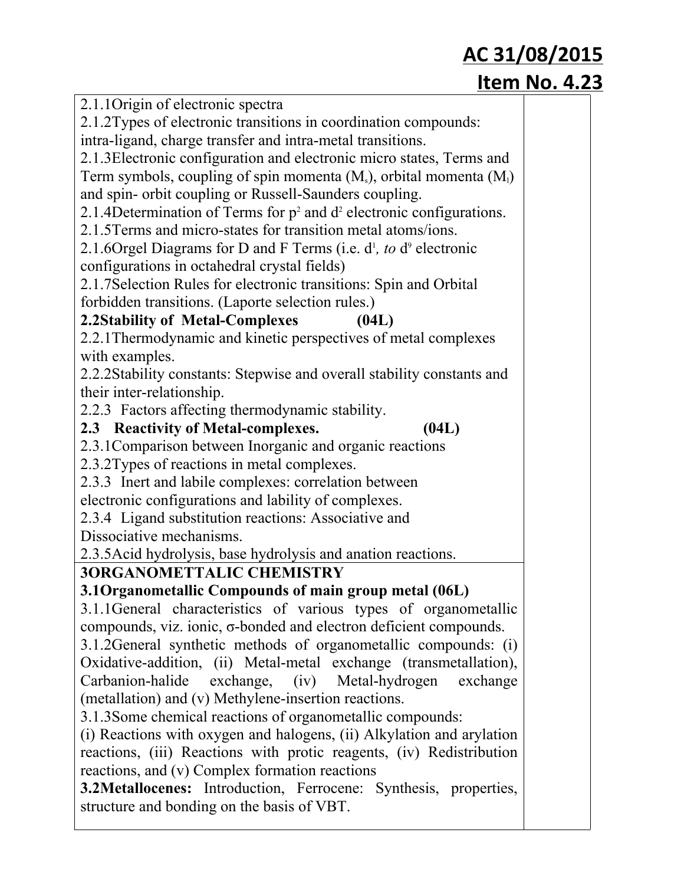**AC 31/08/2015**

**Item No. 4.23**

2.1.1Origin of electronic spectra

2.1.2Types of electronic transitions in coordination compounds: intra-ligand, charge transfer and intra-metal transitions.

2.1.3Electronic configuration and electronic micro states, Terms and Term symbols, coupling of spin momenta ($M_s$), orbital momenta ($M_l$) and spin- orbit coupling or Russell-Saunders coupling.

2.1.4Determination of Terms for $p^2$ and $d^2$ electronic configurations.

2.1.5Terms and micro-states for transition metal atoms/ions.

2.1.6Orgel Diagrams for D and F Terms (i.e. $d^1$*, to* $d^9$ electronic configurations in octahedral crystal fields)

2.1.7Selection Rules for electronic transitions: Spin and Orbital forbidden transitions. (Laporte selection rules.)

**2.2Stability of Metal-Complexes (04L)**

2.2.1Thermodynamic and kinetic perspectives of metal complexes with examples.

2.2.2Stability constants: Stepwise and overall stability constants and their inter-relationship.

2.2.3 Factors affecting thermodynamic stability.

**2.3 Reactivity of Metal-complexes. (04L)**

2.3.1Comparison between Inorganic and organic reactions

2.3.2Types of reactions in metal complexes.

2.3.3 Inert and labile complexes: correlation between electronic configurations and lability of complexes.

2.3.4 Ligand substitution reactions: Associative and Dissociative mechanisms.

2.3.5Acid hydrolysis, base hydrolysis and anation reactions.

**3ORGANOMETTALIC CHEMISTRY**

**3.1Organometallic Compounds of main group metal (06L)**

3.1.1General characteristics of various types of organometallic compounds, viz. ionic, σ-bonded and electron deficient compounds.

3.1.2General synthetic methods of organometallic compounds: (i) Oxidative-addition, (ii) Metal-metal exchange (transmetallation), Carbanion-halide exchange, (iv) Metal-hydrogen exchange (metallation) and (v) Methylene-insertion reactions.

3.1.3Some chemical reactions of organometallic compounds:
(i) Reactions with oxygen and halogens, (ii) Alkylation and arylation reactions, (iii) Reactions with protic reagents, (iv) Redistribution reactions, and (v) Complex formation reactions

**3.2Metallocenes:** Introduction, Ferrocene: Synthesis, properties, structure and bonding on the basis of VBT.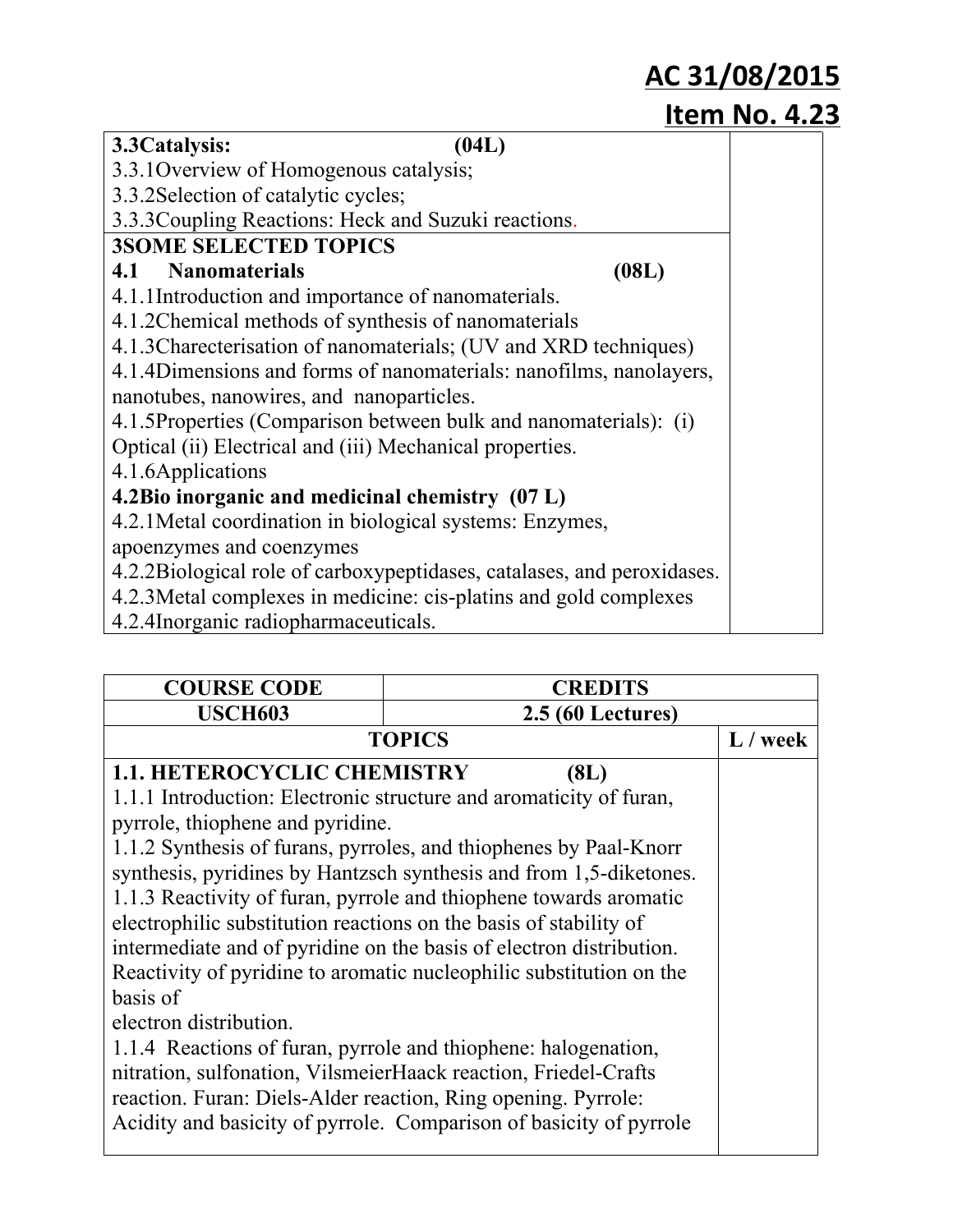**AC 31/08/2015**

**Item No. 4.23**

| **3.3Catalysis: (04L)**<br>3.3.1Overview of Homogenous catalysis;<br>3.3.2Selection of catalytic cycles;<br>3.3.3Coupling Reactions: Heck and Suzuki reactions. | |
|---|---|
| **3SOME SELECTED TOPICS**<br>**4.1 Nanomaterials (08L)**<br>4.1.1Introduction and importance of nanomaterials.<br>4.1.2Chemical methods of synthesis of nanomaterials<br>4.1.3Charecterisation of nanomaterials; (UV and XRD techniques)<br>4.1.4Dimensions and forms of nanomaterials: nanofilms, nanolayers, nanotubes, nanowires, and nanoparticles.<br>4.1.5Properties (Comparison between bulk and nanomaterials): (i) Optical (ii) Electrical and (iii) Mechanical properties.<br>4.1.6Applications<br>**4.2Bio inorganic and medicinal chemistry (07 L)**<br>4.2.1Metal coordination in biological systems: Enzymes, apoenzymes and coenzymes<br>4.2.2Biological role of carboxypeptidases, catalases, and peroxidases.<br>4.2.3Metal complexes in medicine: cis-platins and gold complexes<br>4.2.4Inorganic radiopharmaceuticals. | |

| **COURSE CODE** | **CREDITS** | |
|---|---|---|
| **USCH603** | **2.5 (60 Lectures)** | |
| **TOPICS** | | **L / week** |
| **1.1. HETEROCYCLIC CHEMISTRY (8L)**<br>1.1.1 Introduction: Electronic structure and aromaticity of furan, pyrrole, thiophene and pyridine.<br>1.1.2 Synthesis of furans, pyrroles, and thiophenes by Paal-Knorr synthesis, pyridines by Hantzsch synthesis and from 1,5-diketones.<br>1.1.3 Reactivity of furan, pyrrole and thiophene towards aromatic electrophilic substitution reactions on the basis of stability of intermediate and of pyridine on the basis of electron distribution. Reactivity of pyridine to aromatic nucleophilic substitution on the basis of electron distribution.<br>1.1.4 Reactions of furan, pyrrole and thiophene: halogenation, nitration, sulfonation, VilsmeierHaack reaction, Friedel-Crafts reaction. Furan: Diels-Alder reaction, Ring opening. Pyrrole: Acidity and basicity of pyrrole. Comparison of basicity of pyrrole | | |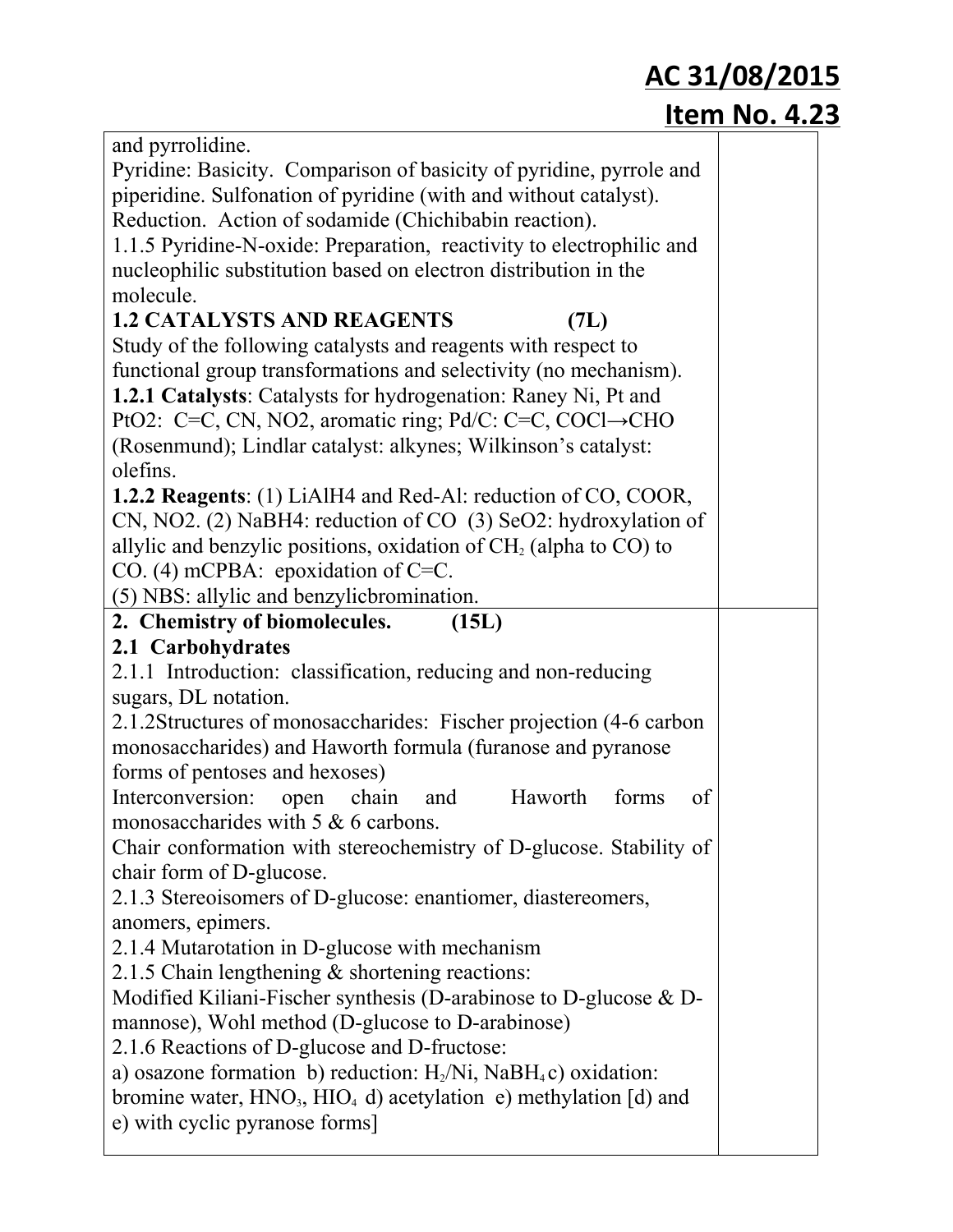**AC 31/08/2015**

**Item No. 4.23**

| | |
|---|---|
| and pyrrolidine.<br>Pyridine: Basicity. Comparison of basicity of pyridine, pyrrole and piperidine. Sulfonation of pyridine (with and without catalyst). Reduction. Action of sodamide (Chichibabin reaction).<br>1.1.5 Pyridine-N-oxide: Preparation, reactivity to electrophilic and nucleophilic substitution based on electron distribution in the molecule.<br>**1.2 CATALYSTS AND REAGENTS (7L)**<br>Study of the following catalysts and reagents with respect to functional group transformations and selectivity (no mechanism).<br>**1.2.1 Catalysts**: Catalysts for hydrogenation: Raney Ni, Pt and PtO2: C=C, CN, NO2, aromatic ring; Pd/C: C=C, COCl→CHO (Rosenmund); Lindlar catalyst: alkynes; Wilkinson's catalyst: olefins.<br>**1.2.2 Reagents**: (1) LiAlH4 and Red-Al: reduction of CO, COOR, CN, NO2. (2) NaBH4: reduction of CO (3) SeO2: hydroxylation of allylic and benzylic positions, oxidation of $CH_2$ (alpha to CO) to CO. (4) mCPBA: epoxidation of C=C.<br>(5) NBS: allylic and benzylicbromination. | |
| **2. Chemistry of biomolecules. (15L)**<br>**2.1 Carbohydrates**<br>2.1.1 Introduction: classification, reducing and non-reducing sugars, DL notation.<br>2.1.2Structures of monosaccharides: Fischer projection (4-6 carbon monosaccharides) and Haworth formula (furanose and pyranose forms of pentoses and hexoses)<br>Interconversion: open chain and Haworth forms of monosaccharides with 5 & 6 carbons.<br>Chair conformation with stereochemistry of D-glucose. Stability of chair form of D-glucose.<br>2.1.3 Stereoisomers of D-glucose: enantiomer, diastereomers, anomers, epimers.<br>2.1.4 Mutarotation in D-glucose with mechanism<br>2.1.5 Chain lengthening & shortening reactions:<br>Modified Kiliani-Fischer synthesis (D-arabinose to D-glucose & D-mannose), Wohl method (D-glucose to D-arabinose)<br>2.1.6 Reactions of D-glucose and D-fructose:<br>a) osazone formation b) reduction: $H_2$/Ni, $NaBH_4$ c) oxidation: bromine water, $HNO_3$, $HIO_4$ d) acetylation e) methylation [d) and e) with cyclic pyranose forms] | |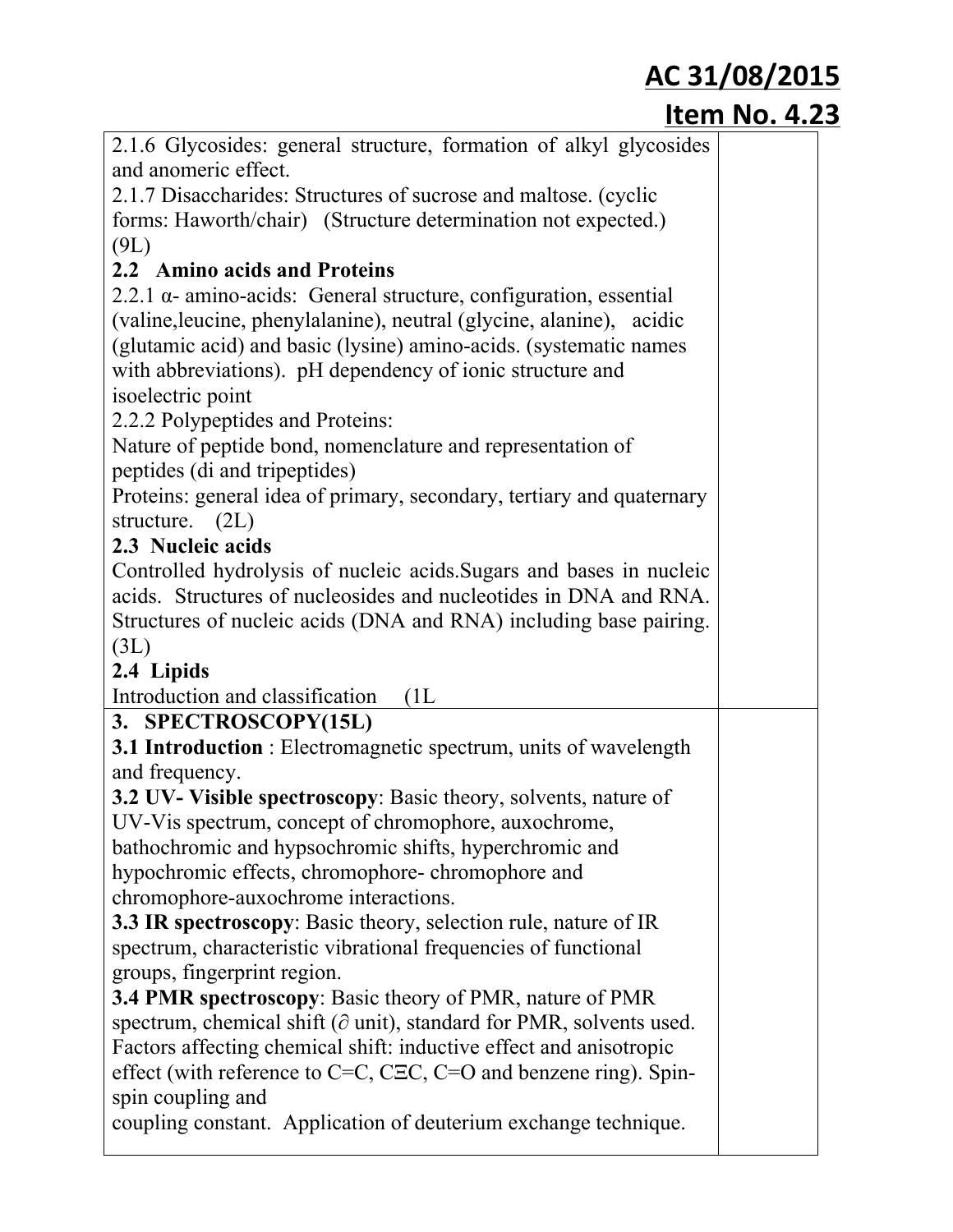**AC 31/08/2015**

**Item No. 4.23**

| | |
|---|---|
| 2.1.6 Glycosides: general structure, formation of alkyl glycosides and anomeric effect.<br>2.1.7 Disaccharides: Structures of sucrose and maltose. (cyclic forms: Haworth/chair) (Structure determination not expected.) (9L)<br>**2.2 Amino acids and Proteins**<br>2.2.1 α- amino-acids: General structure, configuration, essential (valine,leucine, phenylalanine), neutral (glycine, alanine), acidic (glutamic acid) and basic (lysine) amino-acids. (systematic names with abbreviations). pH dependency of ionic structure and isoelectric point<br>2.2.2 Polypeptides and Proteins:<br>Nature of peptide bond, nomenclature and representation of peptides (di and tripeptides)<br>Proteins: general idea of primary, secondary, tertiary and quaternary structure. (2L)<br>**2.3 Nucleic acids**<br>Controlled hydrolysis of nucleic acids.Sugars and bases in nucleic acids. Structures of nucleosides and nucleotides in DNA and RNA. Structures of nucleic acids (DNA and RNA) including base pairing. (3L)<br>**2.4 Lipids**<br>Introduction and classification (1L | |
| **3. SPECTROSCOPY(15L)**<br>**3.1 Introduction** : Electromagnetic spectrum, units of wavelength and frequency.<br>**3.2 UV- Visible spectroscopy**: Basic theory, solvents, nature of UV-Vis spectrum, concept of chromophore, auxochrome, bathochromic and hypsochromic shifts, hyperchromic and hypochromic effects, chromophore- chromophore and chromophore-auxochrome interactions.<br>**3.3 IR spectroscopy**: Basic theory, selection rule, nature of IR spectrum, characteristic vibrational frequencies of functional groups, fingerprint region.<br>**3.4 PMR spectroscopy**: Basic theory of PMR, nature of PMR spectrum, chemical shift (∂ unit), standard for PMR, solvents used. Factors affecting chemical shift: inductive effect and anisotropic effect (with reference to C=C, CΞC, C=O and benzene ring). Spin-spin coupling and<br>coupling constant. Application of deuterium exchange technique. | |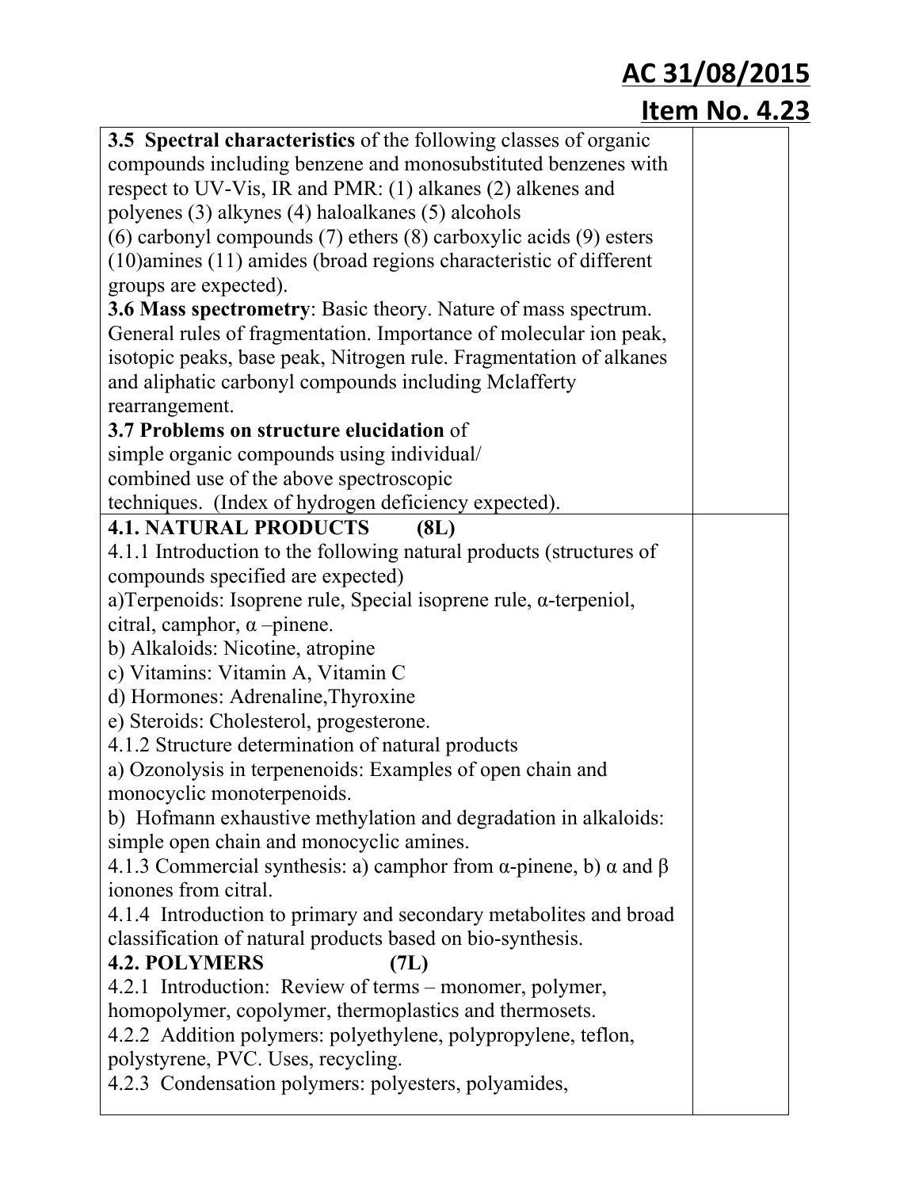**AC 31/08/2015**
**Item No. 4.23**

| | |
|---|---|
| **3.5 Spectral characteristics** of the following classes of organic compounds including benzene and monosubstituted benzenes with respect to UV-Vis, IR and PMR: (1) alkanes (2) alkenes and polyenes (3) alkynes (4) haloalkanes (5) alcohols (6) carbonyl compounds (7) ethers (8) carboxylic acids (9) esters (10)amines (11) amides (broad regions characteristic of different groups are expected).<br>**3.6 Mass spectrometry**: Basic theory. Nature of mass spectrum. General rules of fragmentation. Importance of molecular ion peak, isotopic peaks, base peak, Nitrogen rule. Fragmentation of alkanes and aliphatic carbonyl compounds including Mclafferty rearrangement.<br>**3.7 Problems on structure elucidation** of simple organic compounds using individual/ combined use of the above spectroscopic techniques. (Index of hydrogen deficiency expected). | |
| **4.1. NATURAL PRODUCTS (8L)**<br>4.1.1 Introduction to the following natural products (structures of compounds specified are expected)<br>a)Terpenoids: Isoprene rule, Special isoprene rule, α-terpeniol, citral, camphor, α –pinene.<br>b) Alkaloids: Nicotine, atropine<br>c) Vitamins: Vitamin A, Vitamin C<br>d) Hormones: Adrenaline,Thyroxine<br>e) Steroids: Cholesterol, progesterone.<br>4.1.2 Structure determination of natural products<br>a) Ozonolysis in terpenenoids: Examples of open chain and monocyclic monoterpenoids.<br>b) Hofmann exhaustive methylation and degradation in alkaloids: simple open chain and monocyclic amines.<br>4.1.3 Commercial synthesis: a) camphor from α-pinene, b) α and β ionones from citral.<br>4.1.4 Introduction to primary and secondary metabolites and broad classification of natural products based on bio-synthesis.<br>**4.2. POLYMERS (7L)**<br>4.2.1 Introduction: Review of terms – monomer, polymer, homopolymer, copolymer, thermoplastics and thermosets.<br>4.2.2 Addition polymers: polyethylene, polypropylene, teflon, polystyrene, PVC. Uses, recycling.<br>4.2.3 Condensation polymers: polyesters, polyamides, | |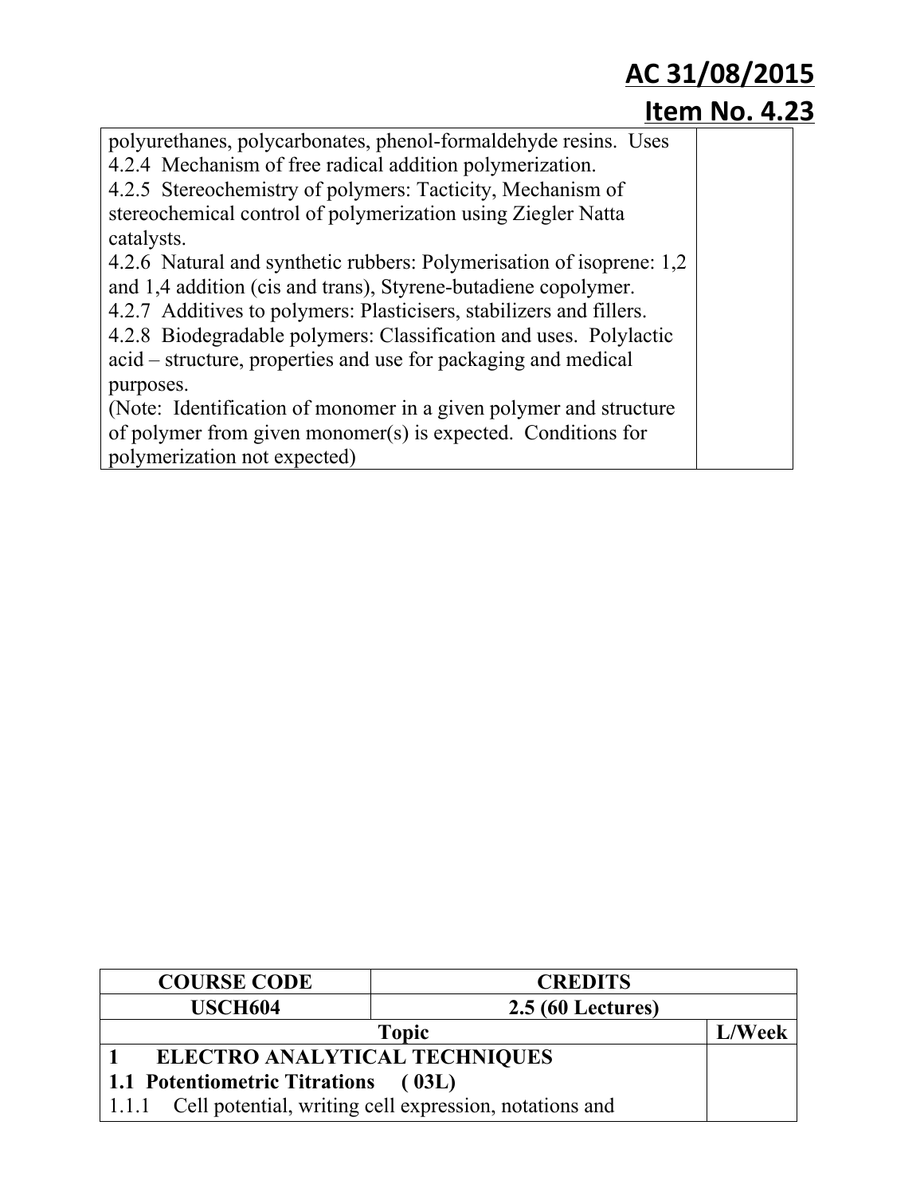| | |
|---|---|
| polyurethanes, polycarbonates, phenol-formaldehyde resins. Uses<br>4.2.4 Mechanism of free radical addition polymerization.<br>4.2.5 Stereochemistry of polymers: Tacticity, Mechanism of stereochemical control of polymerization using Ziegler Natta catalysts.<br>4.2.6 Natural and synthetic rubbers: Polymerisation of isoprene: 1,2 and 1,4 addition (cis and trans), Styrene-butadiene copolymer.<br>4.2.7 Additives to polymers: Plasticisers, stabilizers and fillers.<br>4.2.8 Biodegradable polymers: Classification and uses. Polylactic acid – structure, properties and use for packaging and medical purposes.<br>(Note: Identification of monomer in a given polymer and structure of polymer from given monomer(s) is expected. Conditions for polymerization not expected) | |

| COURSE CODE | CREDITS | |
|---|---|---|
| USCH604 | 2.5 (60 Lectures) | |
| **Topic** | | **L/Week** |
| **1 ELECTRO ANALYTICAL TECHNIQUES**<br>**1.1 Potentiometric Titrations (03L)**<br>1.1.1 Cell potential, writing cell expression, notations and | | |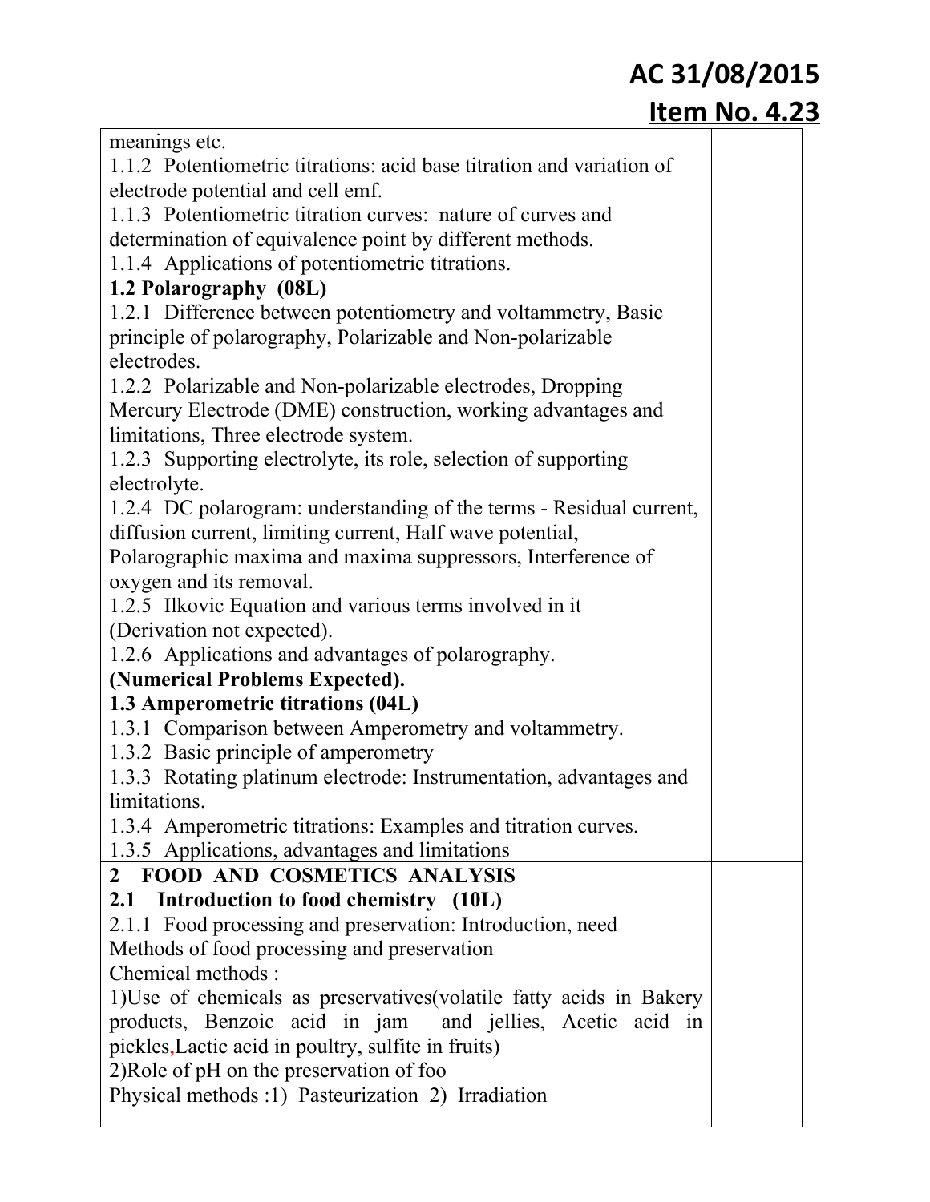meanings etc.

1.1.2 Potentiometric titrations: acid base titration and variation of electrode potential and cell emf.

1.1.3 Potentiometric titration curves: nature of curves and determination of equivalence point by different methods.

1.1.4 Applications of potentiometric titrations.

**1.2 Polarography (08L)**

1.2.1 Difference between potentiometry and voltammetry, Basic principle of polarography, Polarizable and Non-polarizable electrodes.

1.2.2 Polarizable and Non-polarizable electrodes, Dropping Mercury Electrode (DME) construction, working advantages and limitations, Three electrode system.

1.2.3 Supporting electrolyte, its role, selection of supporting electrolyte.

1.2.4 DC polarogram: understanding of the terms - Residual current, diffusion current, limiting current, Half wave potential, Polarographic maxima and maxima suppressors, Interference of oxygen and its removal.

1.2.5 Ilkovic Equation and various terms involved in it (Derivation not expected).

1.2.6 Applications and advantages of polarography.

**(Numerical Problems Expected).**

**1.3 Amperometric titrations (04L)**

1.3.1 Comparison between Amperometry and voltammetry.

1.3.2 Basic principle of amperometry

1.3.3 Rotating platinum electrode: Instrumentation, advantages and limitations.

1.3.4 Amperometric titrations: Examples and titration curves.

1.3.5 Applications, advantages and limitations

**2 FOOD AND COSMETICS ANALYSIS**

**2.1 Introduction to food chemistry (10L)**

2.1.1 Food processing and preservation: Introduction, need

Methods of food processing and preservation

Chemical methods :

1)Use of chemicals as preservatives(volatile fatty acids in Bakery products, Benzoic acid in jam and jellies, Acetic acid in pickles,Lactic acid in poultry, sulfite in fruits)

2)Role of pH on the preservation of foo

Physical methods :1) Pasteurization 2) Irradiation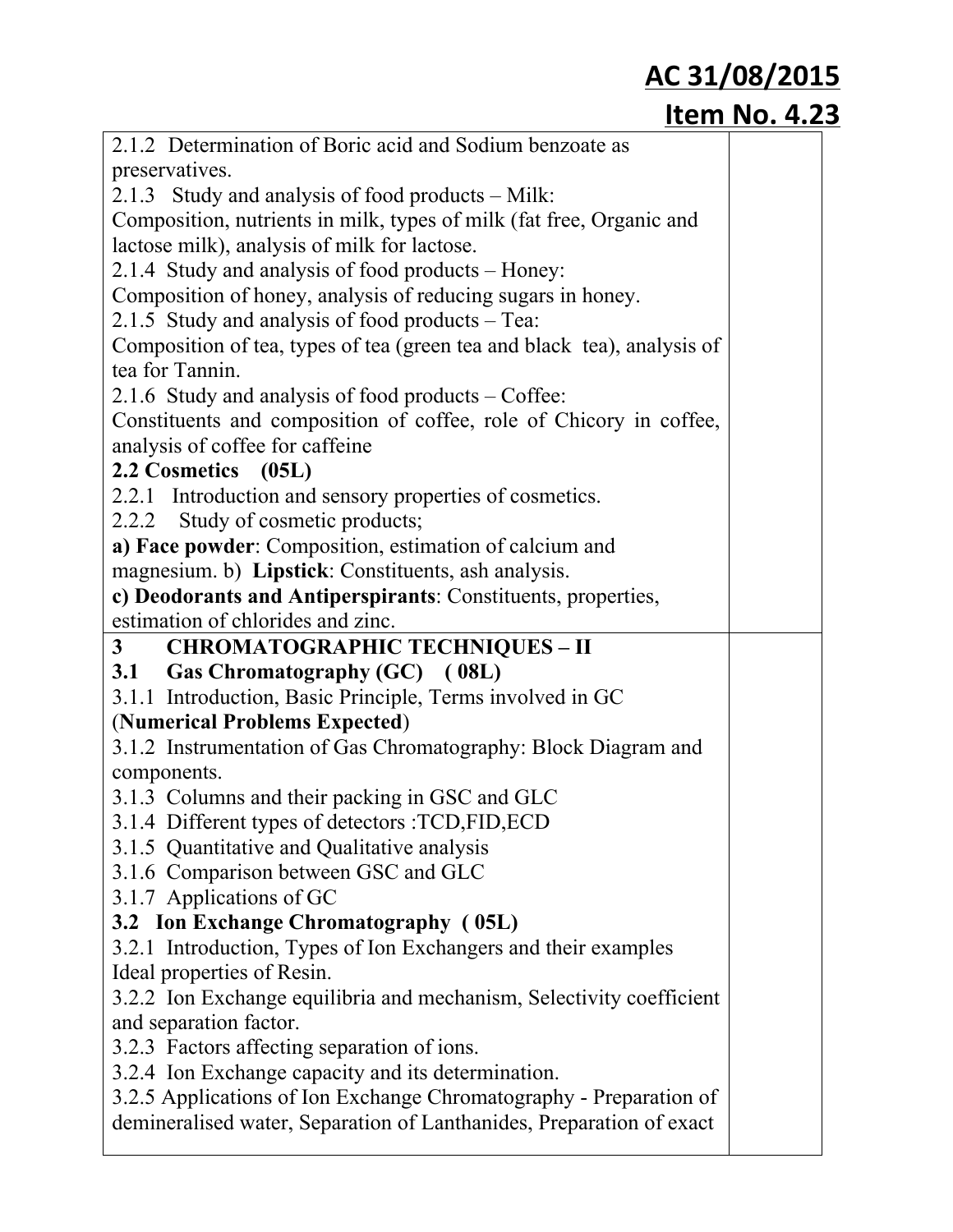**AC 31/08/2015**

**Item No. 4.23**

| | |
|---|---|
| 2.1.2 Determination of Boric acid and Sodium benzoate as preservatives.<br>2.1.3 Study and analysis of food products – Milk:<br>Composition, nutrients in milk, types of milk (fat free, Organic and lactose milk), analysis of milk for lactose.<br>2.1.4 Study and analysis of food products – Honey:<br>Composition of honey, analysis of reducing sugars in honey.<br>2.1.5 Study and analysis of food products – Tea:<br>Composition of tea, types of tea (green tea and black tea), analysis of tea for Tannin.<br>2.1.6 Study and analysis of food products – Coffee:<br>Constituents and composition of coffee, role of Chicory in coffee, analysis of coffee for caffeine<br>**2.2 Cosmetics (05L)**<br>2.2.1 Introduction and sensory properties of cosmetics.<br>2.2.2 Study of cosmetic products;<br>**a) Face powder**: Composition, estimation of calcium and magnesium. b) **Lipstick**: Constituents, ash analysis.<br>**c) Deodorants and Antiperspirants**: Constituents, properties, estimation of chlorides and zinc. | |
| **3 CHROMATOGRAPHIC TECHNIQUES – II**<br>**3.1 Gas Chromatography (GC) ( 08L)**<br>3.1.1 Introduction, Basic Principle, Terms involved in GC (**Numerical Problems Expected**)<br>3.1.2 Instrumentation of Gas Chromatography: Block Diagram and components.<br>3.1.3 Columns and their packing in GSC and GLC<br>3.1.4 Different types of detectors :TCD,FID,ECD<br>3.1.5 Quantitative and Qualitative analysis<br>3.1.6 Comparison between GSC and GLC<br>3.1.7 Applications of GC<br>**3.2 Ion Exchange Chromatography ( 05L)**<br>3.2.1 Introduction, Types of Ion Exchangers and their examples Ideal properties of Resin.<br>3.2.2 Ion Exchange equilibria and mechanism, Selectivity coefficient and separation factor.<br>3.2.3 Factors affecting separation of ions.<br>3.2.4 Ion Exchange capacity and its determination.<br>3.2.5 Applications of Ion Exchange Chromatography - Preparation of demineralised water, Separation of Lanthanides, Preparation of exact | |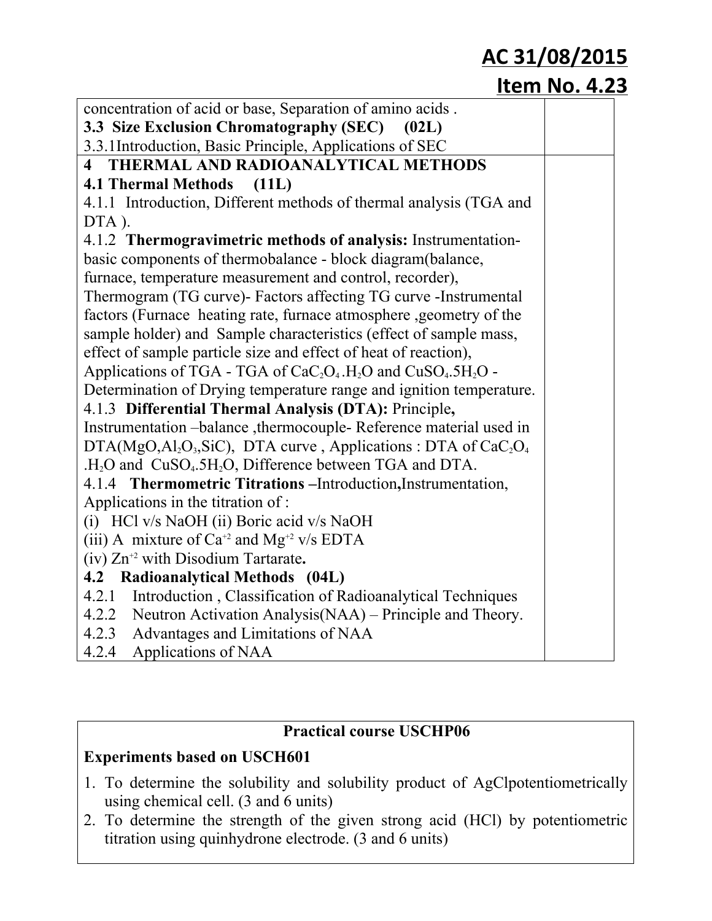concentration of acid or base, Separation of amino acids .

**3.3 Size Exclusion Chromatography (SEC) (02L)**

3.3.1Introduction, Basic Principle, Applications of SEC

**4 THERMAL AND RADIOANALYTICAL METHODS**

**4.1 Thermal Methods (11L)**

4.1.1 Introduction, Different methods of thermal analysis (TGA and DTA ).

4.1.2 **Thermogravimetric methods of analysis:** Instrumentation- basic components of thermobalance - block diagram(balance, furnace, temperature measurement and control, recorder), Thermogram (TG curve)- Factors affecting TG curve -Instrumental factors (Furnace heating rate, furnace atmosphere ,geometry of the sample holder) and Sample characteristics (effect of sample mass, effect of sample particle size and effect of heat of reaction), Applications of TGA - TGA of $CaC_2O_4.H_2O$ and $CuSO_4.5H_2O$ - Determination of Drying temperature range and ignition temperature.

4.1.3 **Differential Thermal Analysis (DTA):** Principle**,** Instrumentation –balance ,thermocouple- Reference material used in DTA($MgO$,$Al_2O_3$,$SiC$), DTA curve , Applications : DTA of $CaC_2O_4.H_2O$ and $CuSO_4.5H_2O$, Difference between TGA and DTA.

4.1.4 **Thermometric Titrations –**Introduction**,**Instrumentation, Applications in the titration of :

(i) HCl v/s NaOH (ii) Boric acid v/s NaOH

(iii) A mixture of $Ca^{+2}$ and $Mg^{+2}$ v/s EDTA

(iv) $Zn^{+2}$ with Disodium Tartarate**.**

**4.2 Radioanalytical Methods (04L)**

4.2.1 Introduction , Classification of Radioanalytical Techniques

4.2.2 Neutron Activation Analysis(NAA) – Principle and Theory.

4.2.3 Advantages and Limitations of NAA

4.2.4 Applications of NAA

**Practical course USCHP06**

**Experiments based on USCH601**

1. To determine the solubility and solubility product of AgClpotentiometrically using chemical cell. (3 and 6 units)
2. To determine the strength of the given strong acid (HCl) by potentiometric titration using quinhydrone electrode. (3 and 6 units)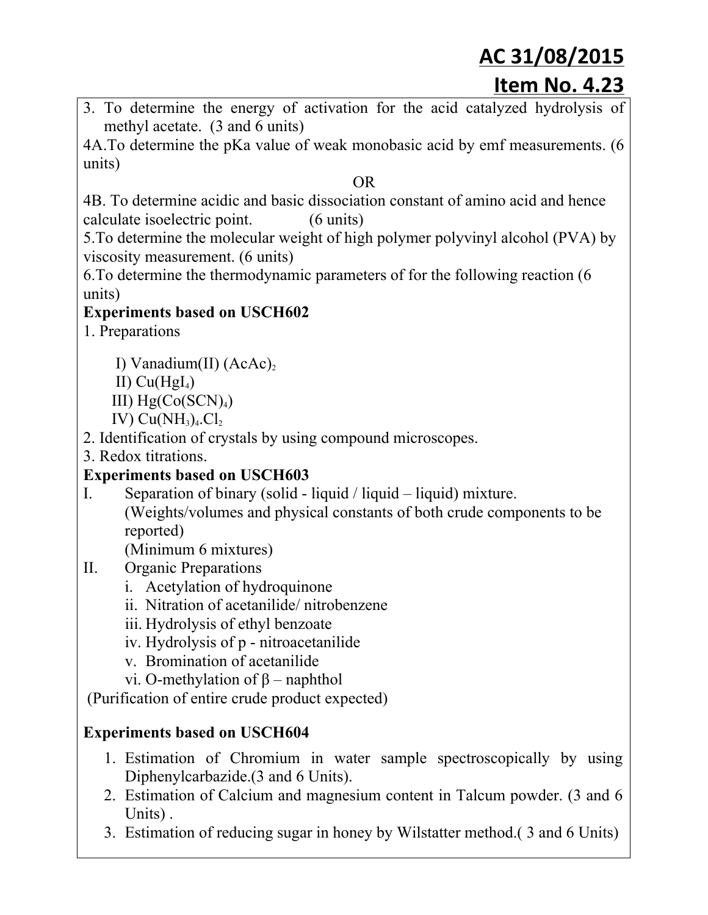3. To determine the energy of activation for the acid catalyzed hydrolysis of methyl acetate. (3 and 6 units)

4A.To determine the pKa value of weak monobasic acid by emf measurements. (6 units)

OR

4B. To determine acidic and basic dissociation constant of amino acid and hence calculate isoelectric point. (6 units)

5.To determine the molecular weight of high polymer polyvinyl alcohol (PVA) by viscosity measurement. (6 units)

6.To determine the thermodynamic parameters of for the following reaction (6 units)

**Experiments based on USCH602**

1. Preparations

   I) Vanadium(II) $(AcAc)_2$

   II) $Cu(HgI_4)$

   III) $Hg(Co(SCN)_4)$

   IV) $Cu(NH_3)_4.Cl_2$

2. Identification of crystals by using compound microscopes.
3. Redox titrations.

**Experiments based on USCH603**

I. Separation of binary (solid - liquid / liquid – liquid) mixture.
   (Weights/volumes and physical constants of both crude components to be reported)
   (Minimum 6 mixtures)

II. Organic Preparations
   i. Acetylation of hydroquinone
   ii. Nitration of acetanilide/ nitrobenzene
   iii. Hydrolysis of ethyl benzoate
   iv. Hydrolysis of p - nitroacetanilide
   v. Bromination of acetanilide
   vi. O-methylation of β – naphthol

(Purification of entire crude product expected)

**Experiments based on USCH604**

1. Estimation of Chromium in water sample spectroscopically by using Diphenylcarbazide.(3 and 6 Units).
2. Estimation of Calcium and magnesium content in Talcum powder. (3 and 6 Units) .
3. Estimation of reducing sugar in honey by Wilstatter method.( 3 and 6 Units)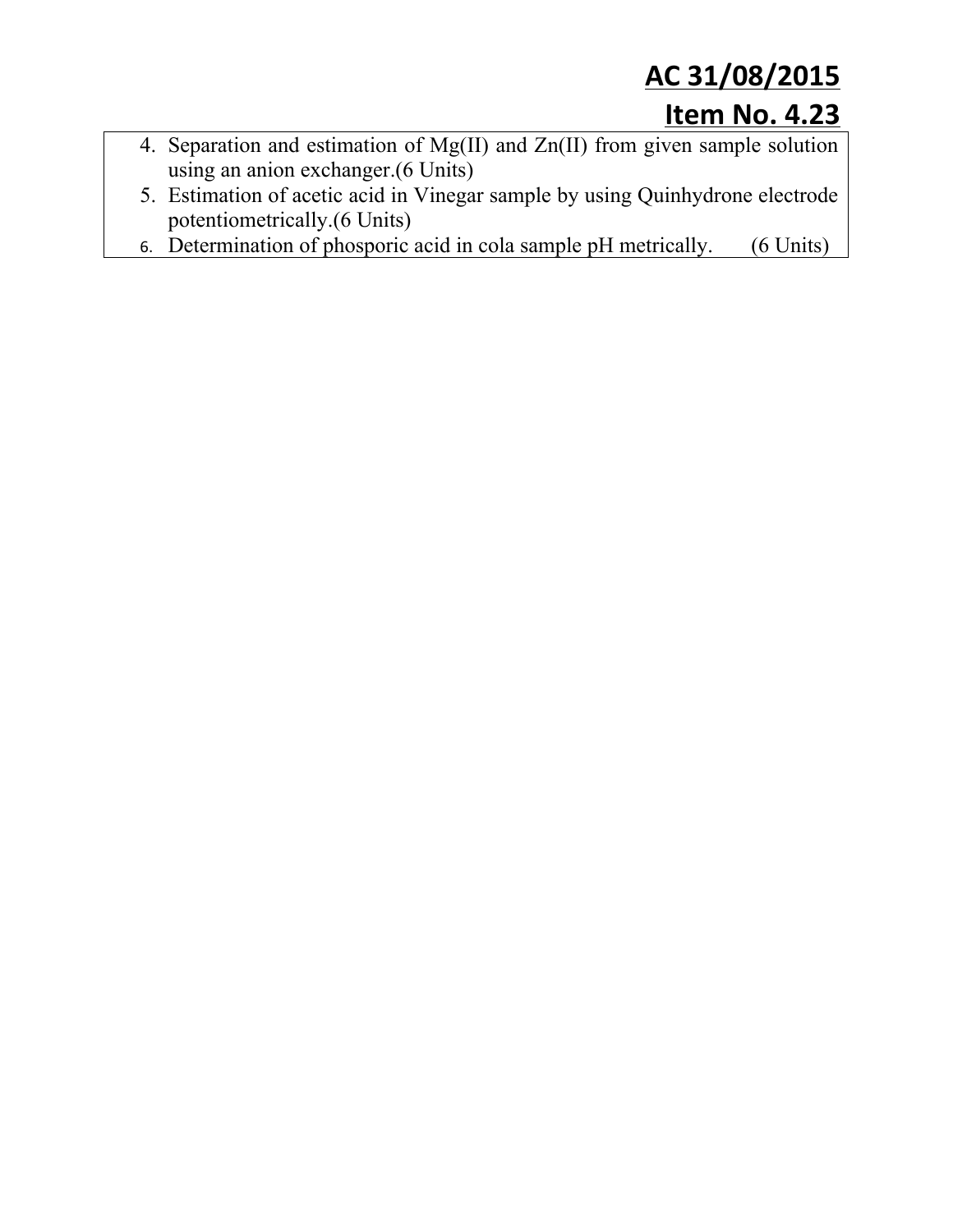4. Separation and estimation of Mg(II) and Zn(II) from given sample solution using an anion exchanger.(6 Units)
5. Estimation of acetic acid in Vinegar sample by using Quinhydrone electrode potentiometrically.(6 Units)
6. Determination of phosporic acid in cola sample pH metrically. (6 Units)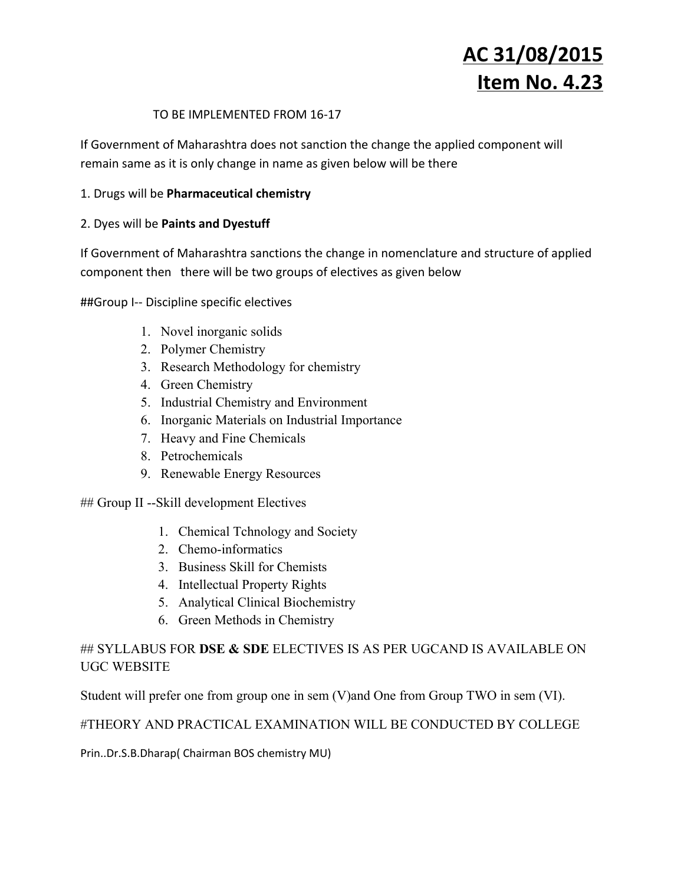# AC 31/08/2015
# Item No. 4.23

TO BE IMPLEMENTED FROM 16-17

If Government of Maharashtra does not sanction the change the applied component will remain same as it is only change in name as given below will be there

1. Drugs will be **Pharmaceutical chemistry**

2. Dyes will be **Paints and Dyestuff**

If Government of Maharashtra sanctions the change in nomenclature and structure of applied component then there will be two groups of electives as given below

##Group I-- Discipline specific electives

1. Novel inorganic solids
2. Polymer Chemistry
3. Research Methodology for chemistry
4. Green Chemistry
5. Industrial Chemistry and Environment
6. Inorganic Materials on Industrial Importance
7. Heavy and Fine Chemicals
8. Petrochemicals
9. Renewable Energy Resources

## Group II --Skill development Electives

1. Chemical Tchnology and Society
2. Chemo-informatics
3. Business Skill for Chemists
4. Intellectual Property Rights
5. Analytical Clinical Biochemistry
6. Green Methods in Chemistry

## SYLLABUS FOR **DSE & SDE** ELECTIVES IS AS PER UGCAND IS AVAILABLE ON UGC WEBSITE

Student will prefer one from group one in sem (V)and One from Group TWO in sem (VI).

#THEORY AND PRACTICAL EXAMINATION WILL BE CONDUCTED BY COLLEGE

Prin..Dr.S.B.Dharap( Chairman BOS chemistry MU)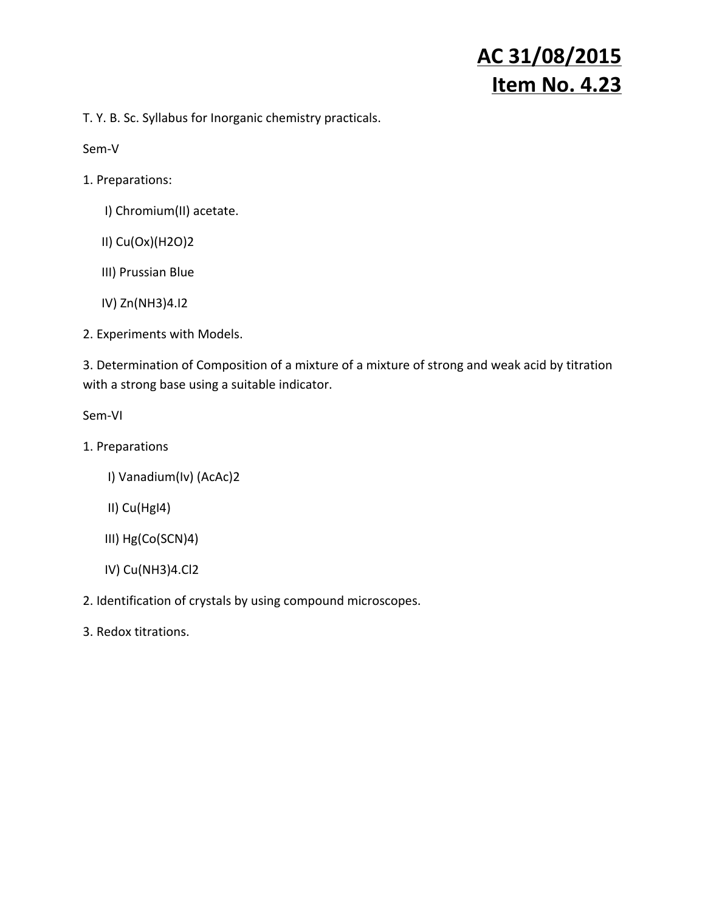**AC 31/08/2015**
**Item No. 4.23**

T. Y. B. Sc. Syllabus for Inorganic chemistry practicals.

Sem-V

1. Preparations:

   I) Chromium(II) acetate.

   II) $Cu(Ox)(H_2O)_2$

   III) Prussian Blue

   IV) $Zn(NH_3)_4.I_2$

2. Experiments with Models.

3. Determination of Composition of a mixture of a mixture of strong and weak acid by titration with a strong base using a suitable indicator.

Sem-VI

1. Preparations

   I) Vanadium(Iv) $(AcAc)_2$

   II) $Cu(HgI_4)$

   III) $Hg(Co(SCN)_4)$

   IV) $Cu(NH_3)_4.Cl_2$

2. Identification of crystals by using compound microscopes.

3. Redox titrations.